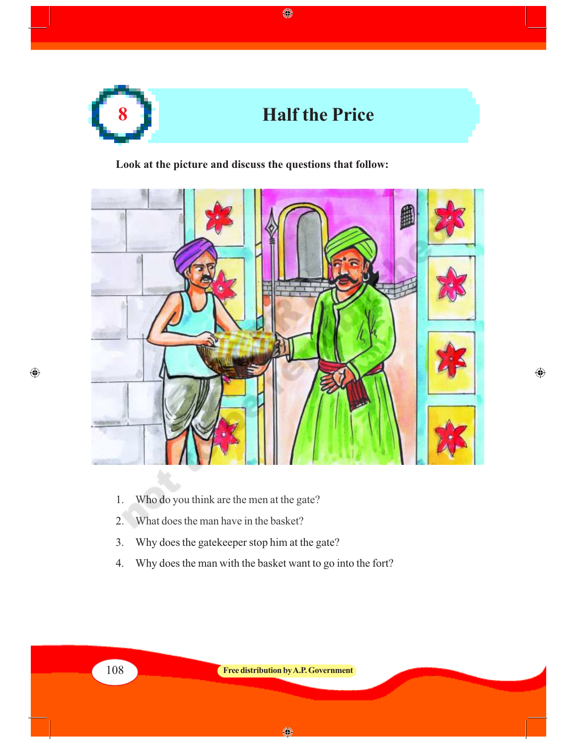# 8 Half the Price

**Look at the picture and discuss the questions that follow:**

1. Who do you think are the men at the gate?
2. What does the man have in the basket?
3. Why does the gatekeeper stop him at the gate?
4. Why does the man with the basket want to go into the fort?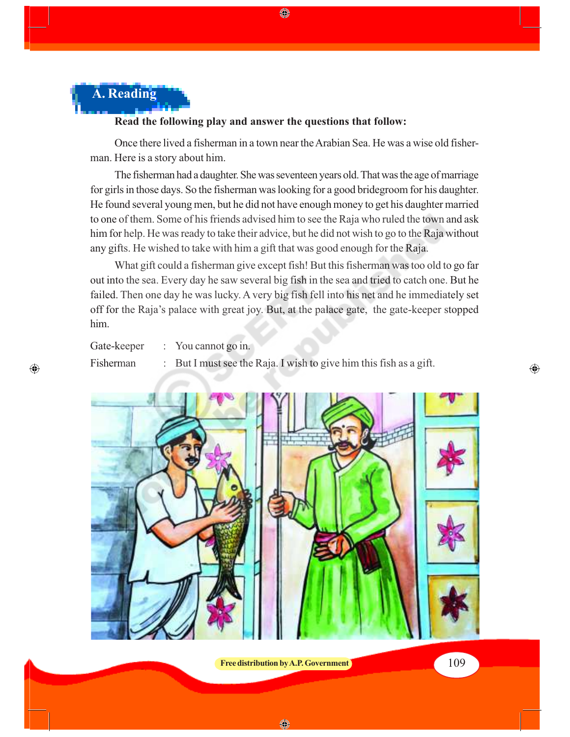## A. Reading

**Read the following play and answer the questions that follow:**

Once there lived a fisherman in a town near the Arabian Sea. He was a wise old fisherman. Here is a story about him.

The fisherman had a daughter. She was seventeen years old. That was the age of marriage for girls in those days. So the fisherman was looking for a good bridegroom for his daughter. He found several young men, but he did not have enough money to get his daughter married to one of them. Some of his friends advised him to see the Raja who ruled the town and ask him for help. He was ready to take their advice, but he did not wish to go to the Raja without any gifts. He wished to take with him a gift that was good enough for the Raja.

What gift could a fisherman give except fish! But this fisherman was too old to go far out into the sea. Every day he saw several big fish in the sea and tried to catch one. But he failed. Then one day he was lucky. A very big fish fell into his net and he immediately set off for the Raja's palace with great joy. But, at the palace gate, the gate-keeper stopped him.

Gate-keeper : You cannot go in.

Fisherman : But I must see the Raja. I wish to give him this fish as a gift.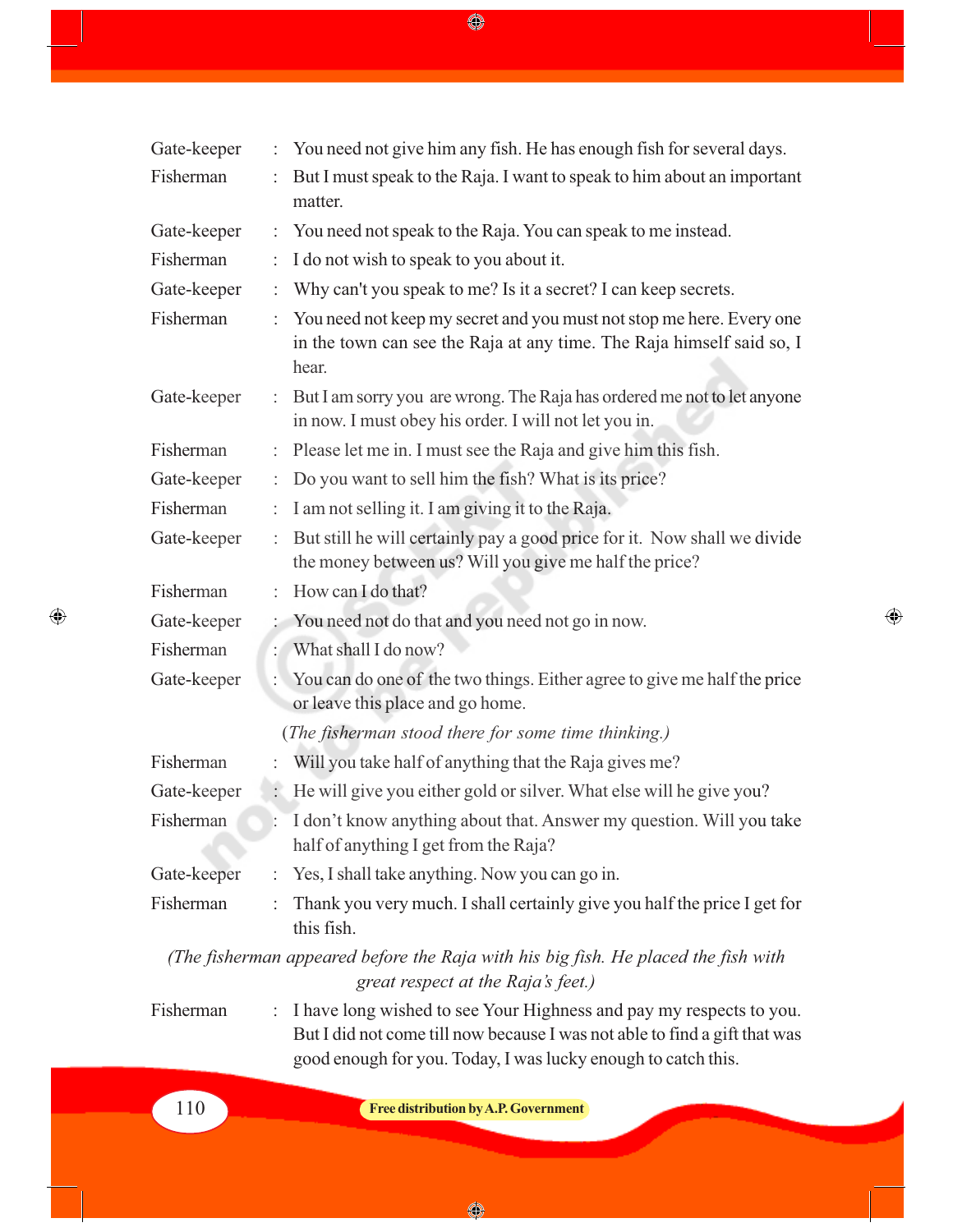**Gate-keeper** : You need not give him any fish. He has enough fish for several days.

**Fisherman** : But I must speak to the Raja. I want to speak to him about an important matter.

**Gate-keeper** : You need not speak to the Raja. You can speak to me instead.

**Fisherman** : I do not wish to speak to you about it.

**Gate-keeper** : Why can't you speak to me? Is it a secret? I can keep secrets.

**Fisherman** : You need not keep my secret and you must not stop me here. Every one in the town can see the Raja at any time. The Raja himself said so, I hear.

**Gate-keeper** : But I am sorry you are wrong. The Raja has ordered me not to let anyone in now. I must obey his order. I will not let you in.

**Fisherman** : Please let me in. I must see the Raja and give him this fish.

**Gate-keeper** : Do you want to sell him the fish? What is its price?

**Fisherman** : I am not selling it. I am giving it to the Raja.

**Gate-keeper** : But still he will certainly pay a good price for it. Now shall we divide the money between us? Will you give me half the price?

**Fisherman** : How can I do that?

**Gate-keeper** : You need not do that and you need not go in now.

**Fisherman** : What shall I do now?

**Gate-keeper** : You can do one of the two things. Either agree to give me half the price or leave this place and go home.

*(The fisherman stood there for some time thinking.)*

**Fisherman** : Will you take half of anything that the Raja gives me?

**Gate-keeper** : He will give you either gold or silver. What else will he give you?

**Fisherman** : I don't know anything about that. Answer my question. Will you take half of anything I get from the Raja?

**Gate-keeper** : Yes, I shall take anything. Now you can go in.

**Fisherman** : Thank you very much. I shall certainly give you half the price I get for this fish.

*(The fisherman appeared before the Raja with his big fish. He placed the fish with great respect at the Raja's feet.)*

**Fisherman** : I have long wished to see Your Highness and pay my respects to you. But I did not come till now because I was not able to find a gift that was good enough for you. Today, I was lucky enough to catch this.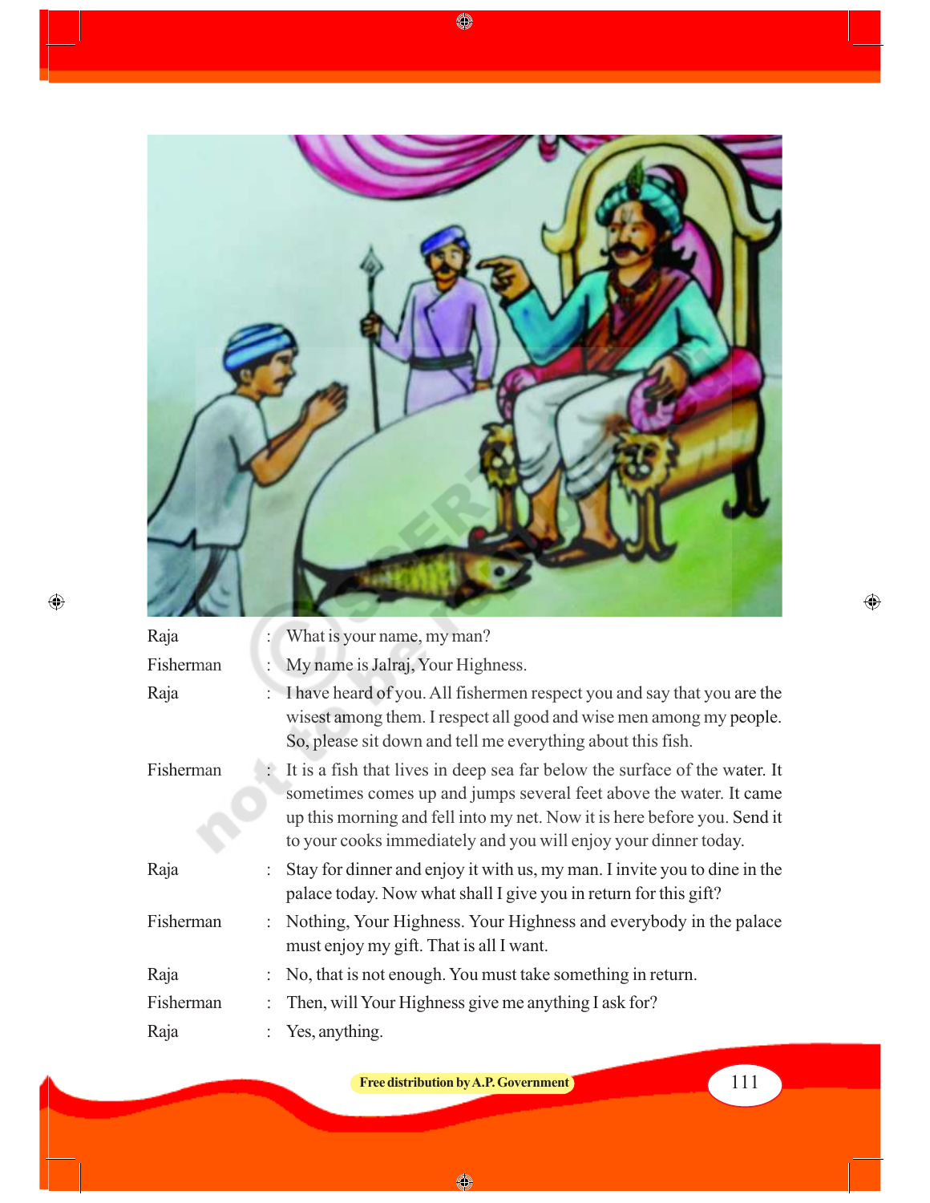Raja : What is your name, my man?

Fisherman : My name is Jalraj, Your Highness.

Raja : I have heard of you. All fishermen respect you and say that you are the wisest among them. I respect all good and wise men among my people. So, please sit down and tell me everything about this fish.

Fisherman : It is a fish that lives in deep sea far below the surface of the water. It sometimes comes up and jumps several feet above the water. It came up this morning and fell into my net. Now it is here before you. Send it to your cooks immediately and you will enjoy your dinner today.

Raja : Stay for dinner and enjoy it with us, my man. I invite you to dine in the palace today. Now what shall I give you in return for this gift?

Fisherman : Nothing, Your Highness. Your Highness and everybody in the palace must enjoy my gift. That is all I want.

Raja : No, that is not enough. You must take something in return.

Fisherman : Then, will Your Highness give me anything I ask for?

Raja : Yes, anything.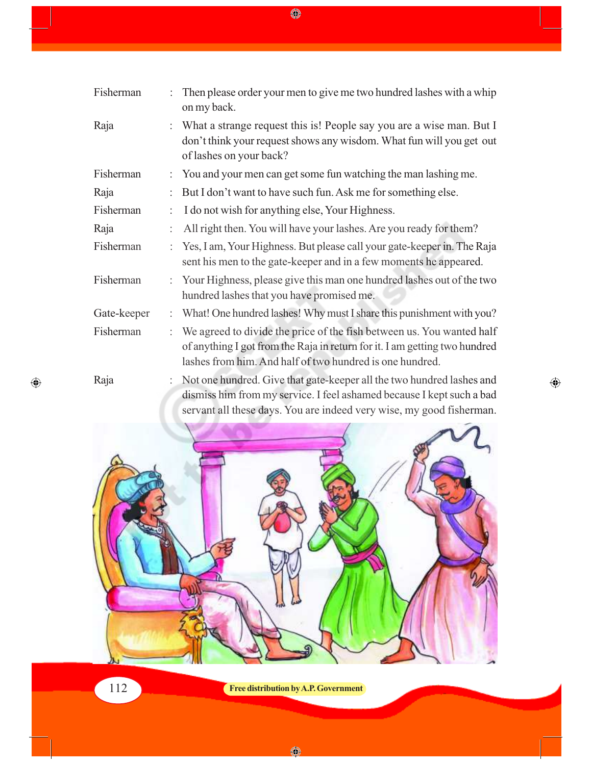| | | |
|---|---|---|
| Fisherman | : | Then please order your men to give me two hundred lashes with a whip on my back. |
| Raja | : | What a strange request this is! People say you are a wise man. But I don't think your request shows any wisdom. What fun will you get out of lashes on your back? |
| Fisherman | : | You and your men can get some fun watching the man lashing me. |
| Raja | : | But I don't want to have such fun. Ask me for something else. |
| Fisherman | : | I do not wish for anything else, Your Highness. |
| Raja | : | All right then. You will have your lashes. Are you ready for them? |
| Fisherman | : | Yes, I am, Your Highness. But please call your gate-keeper in. The Raja sent his men to the gate-keeper and in a few moments he appeared. |
| Fisherman | : | Your Highness, please give this man one hundred lashes out of the two hundred lashes that you have promised me. |
| Gate-keeper | : | What! One hundred lashes! Why must I share this punishment with you? |
| Fisherman | : | We agreed to divide the price of the fish between us. You wanted half of anything I got from the Raja in return for it. I am getting two hundred lashes from him. And half of two hundred is one hundred. |
| Raja | : | Not one hundred. Give that gate-keeper all the two hundred lashes and dismiss him from my service. I feel ashamed because I kept such a bad servant all these days. You are indeed very wise, my good fisherman. |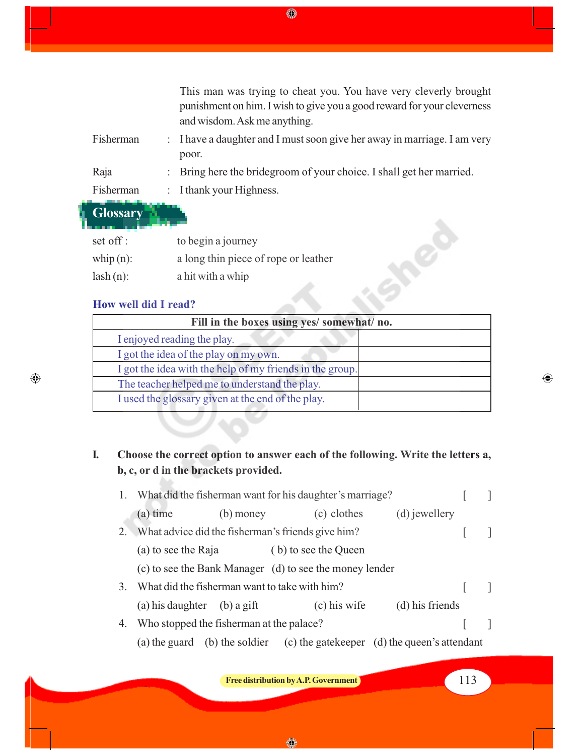This man was trying to cheat you. You have very cleverly brought punishment on him. I wish to give you a good reward for your cleverness and wisdom. Ask me anything.

Fisherman : I have a daughter and I must soon give her away in marriage. I am very poor.

Raja : Bring here the bridegroom of your choice. I shall get her married.

Fisherman : I thank your Highness.

## Glossary

set off : to begin a journey

whip (n): a long thin piece of rope or leather

lash (n): a hit with a whip

### How well did I read?

| Fill in the boxes using yes/ somewhat/ no. | |
|---|---|
| I enjoyed reading the play. | |
| I got the idea of the play on my own. | |
| I got the idea with the help of my friends in the group. | |
| The teacher helped me to understand the play. | |
| I used the glossary given at the end of the play. | |

**I. Choose the correct option to answer each of the following. Write the letters a, b, c, or d in the brackets provided.**

1. What did the fisherman want for his daughter's marriage? [ ]
   (a) time (b) money (c) clothes (d) jewellery
2. What advice did the fisherman's friends give him? [ ]
   (a) to see the Raja ( b) to see the Queen
   (c) to see the Bank Manager (d) to see the money lender
3. What did the fisherman want to take with him? [ ]
   (a) his daughter (b) a gift (c) his wife (d) his friends
4. Who stopped the fisherman at the palace? [ ]
   (a) the guard (b) the soldier (c) the gatekeeper (d) the queen's attendant

Free distribution by A.P. Government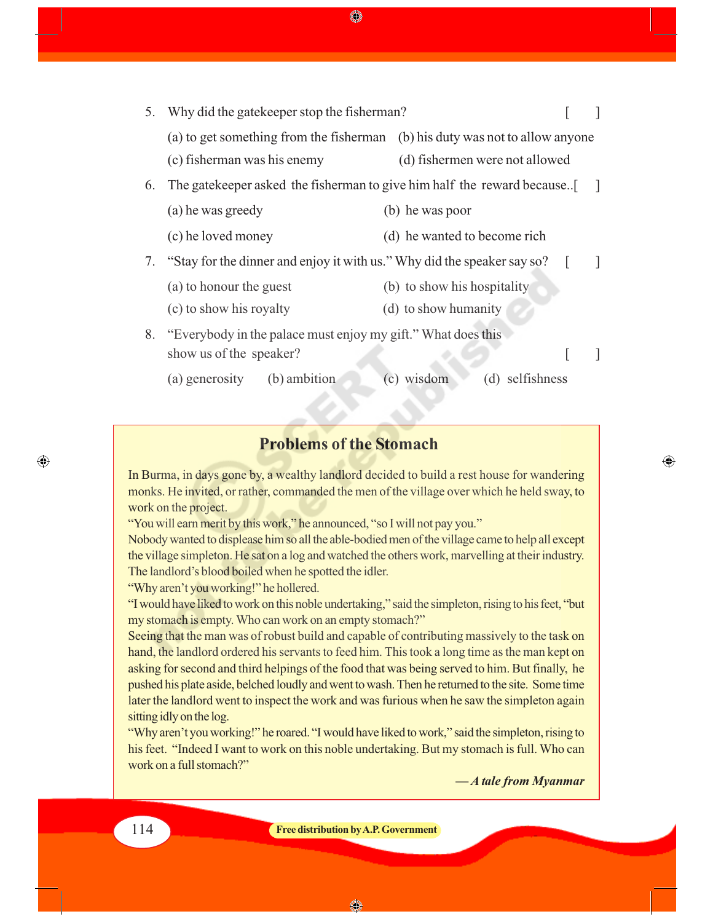5. Why did the gatekeeper stop the fisherman? [ ]

   (a) to get something from the fisherman (b) his duty was not to allow anyone

   (c) fisherman was his enemy (d) fishermen were not allowed

6. The gatekeeper asked the fisherman to give him half the reward because..[ ]

   (a) he was greedy (b) he was poor

   (c) he loved money (d) he wanted to become rich

7. "Stay for the dinner and enjoy it with us." Why did the speaker say so? [ ]

   (a) to honour the guest (b) to show his hospitality

   (c) to show his royalty (d) to show humanity

8. "Everybody in the palace must enjoy my gift." What does this show us of the speaker? [ ]

   (a) generosity (b) ambition (c) wisdom (d) selfishness

## Problems of the Stomach

In Burma, in days gone by, a wealthy landlord decided to build a rest house for wandering monks. He invited, or rather, commanded the men of the village over which he held sway, to work on the project.

"You will earn merit by this work," he announced, "so I will not pay you."

Nobody wanted to displease him so all the able-bodied men of the village came to help all except the village simpleton. He sat on a log and watched the others work, marvelling at their industry. The landlord's blood boiled when he spotted the idler.

"Why aren't you working!" he hollered.

"I would have liked to work on this noble undertaking," said the simpleton, rising to his feet, "but my stomach is empty. Who can work on an empty stomach?"

Seeing that the man was of robust build and capable of contributing massively to the task on hand, the landlord ordered his servants to feed him. This took a long time as the man kept on asking for second and third helpings of the food that was being served to him. But finally, he pushed his plate aside, belched loudly and went to wash. Then he returned to the site. Some time later the landlord went to inspect the work and was furious when he saw the simpleton again sitting idly on the log.

"Why aren't you working!" he roared. "I would have liked to work," said the simpleton, rising to his feet. "Indeed I want to work on this noble undertaking. But my stomach is full. Who can work on a full stomach?"

***— A tale from Myanmar***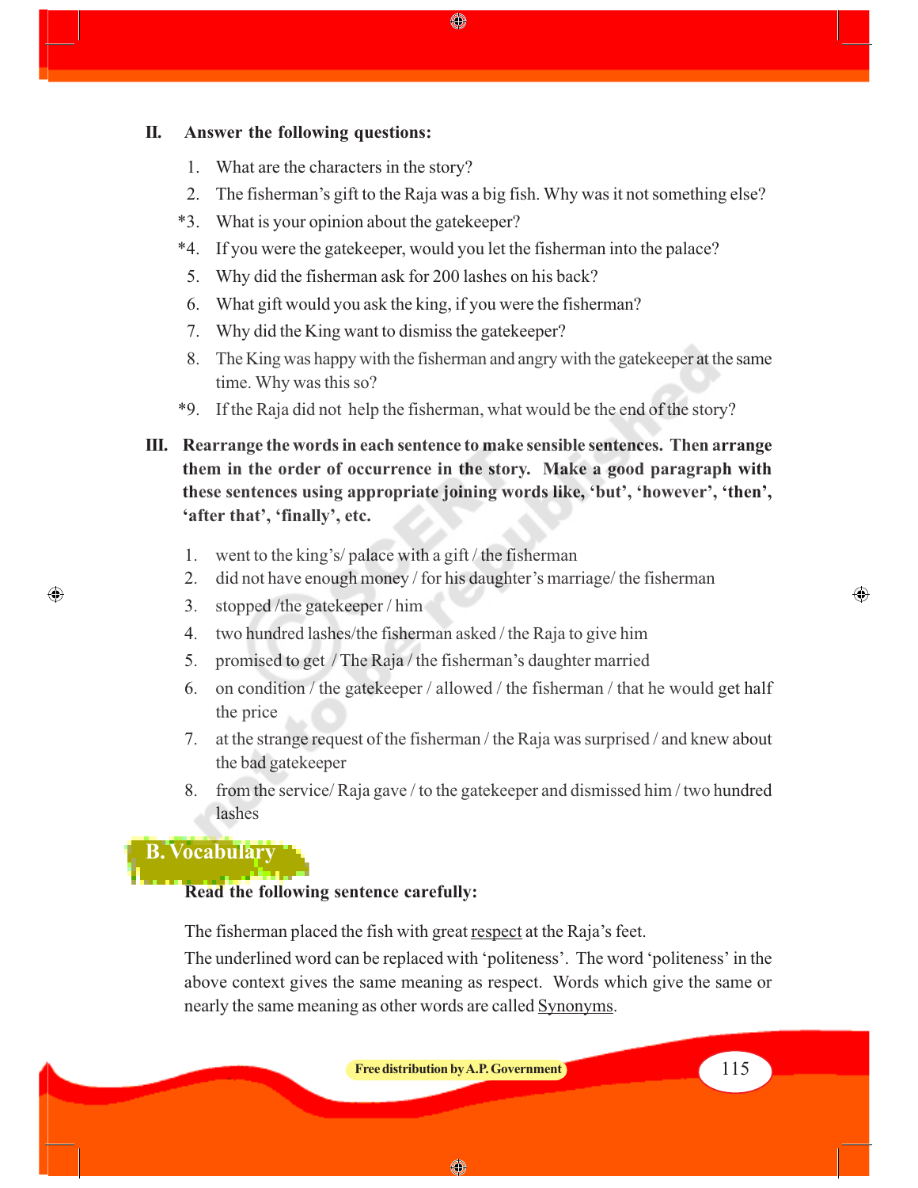## II. Answer the following questions:

1. What are the characters in the story?
2. The fisherman's gift to the Raja was a big fish. Why was it not something else?

*3. What is your opinion about the gatekeeper?

*4. If you were the gatekeeper, would you let the fisherman into the palace?

5. Why did the fisherman ask for 200 lashes on his back?
6. What gift would you ask the king, if you were the fisherman?
7. Why did the King want to dismiss the gatekeeper?
8. The King was happy with the fisherman and angry with the gatekeeper at the same time. Why was this so?

*9. If the Raja did not help the fisherman, what would be the end of the story?

## III. Rearrange the words in each sentence to make sensible sentences. Then arrange them in the order of occurrence in the story. Make a good paragraph with these sentences using appropriate joining words like, 'but', 'however', 'then', 'after that', 'finally', etc.

1. went to the king's/ palace with a gift / the fisherman
2. did not have enough money / for his daughter's marriage/ the fisherman
3. stopped /the gatekeeper / him
4. two hundred lashes/the fisherman asked / the Raja to give him
5. promised to get / The Raja / the fisherman's daughter married
6. on condition / the gatekeeper / allowed / the fisherman / that he would get half the price
7. at the strange request of the fisherman / the Raja was surprised / and knew about the bad gatekeeper
8. from the service/ Raja gave / to the gatekeeper and dismissed him / two hundred lashes

# B. Vocabulary

**Read the following sentence carefully:**

The fisherman placed the fish with great <u>respect</u> at the Raja's feet.

The underlined word can be replaced with 'politeness'. The word 'politeness' in the above context gives the same meaning as respect. Words which give the same or nearly the same meaning as other words are called <u>Synonyms</u>.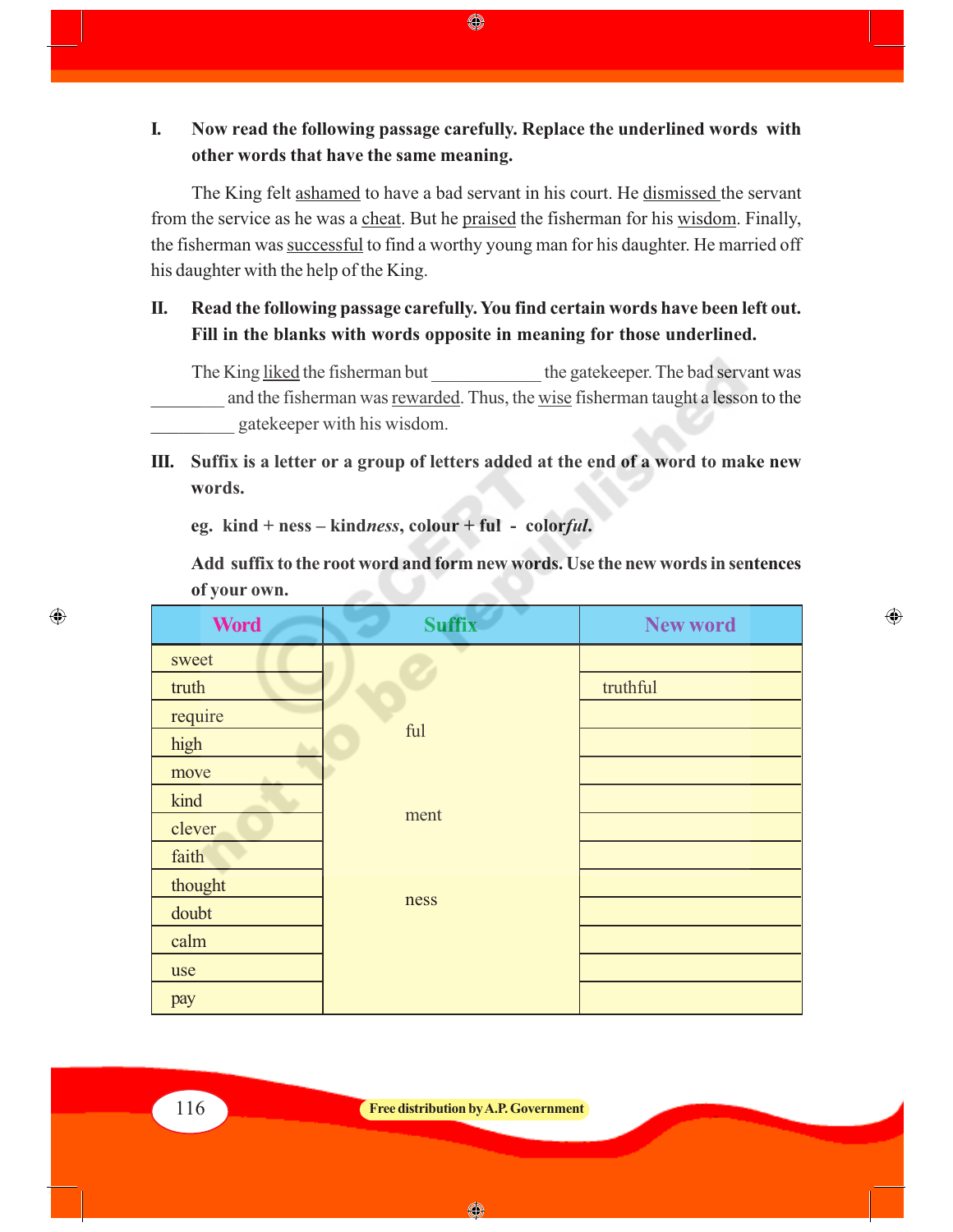**I. Now read the following passage carefully. Replace the underlined words with other words that have the same meaning.**

The King felt <u>ashamed</u> to have a bad servant in his court. He <u>dismissed</u> the servant from the service as he was a <u>cheat</u>. But he <u>praised</u> the fisherman for his <u>wisdom</u>. Finally, the fisherman was <u>successful</u> to find a worthy young man for his daughter. He married off his daughter with the help of the King.

**II. Read the following passage carefully. You find certain words have been left out. Fill in the blanks with words opposite in meaning for those underlined.**

The King <u>liked</u> the fisherman but ____________ the gatekeeper. The bad servant was ________ and the fisherman was <u>rewarded</u>. Thus, the <u>wise</u> fisherman taught a lesson to the _________ gatekeeper with his wisdom.

**III. Suffix is a letter or a group of letters added at the end of a word to make new words.**

**eg. kind + ness – kind*ness*, colour + ful - color*ful*.**

**Add suffix to the root word and form new words. Use the new words in sentences of your own.**

| Word | Suffix | New word |
|---|---|---|
| sweet | ful | |
| truth | | truthful |
| require | | |
| high | | |
| move | | |
| kind | ment | |
| clever | | |
| faith | | |
| thought | | |
| doubt | ness | |
| calm | | |
| use | | |
| pay | | |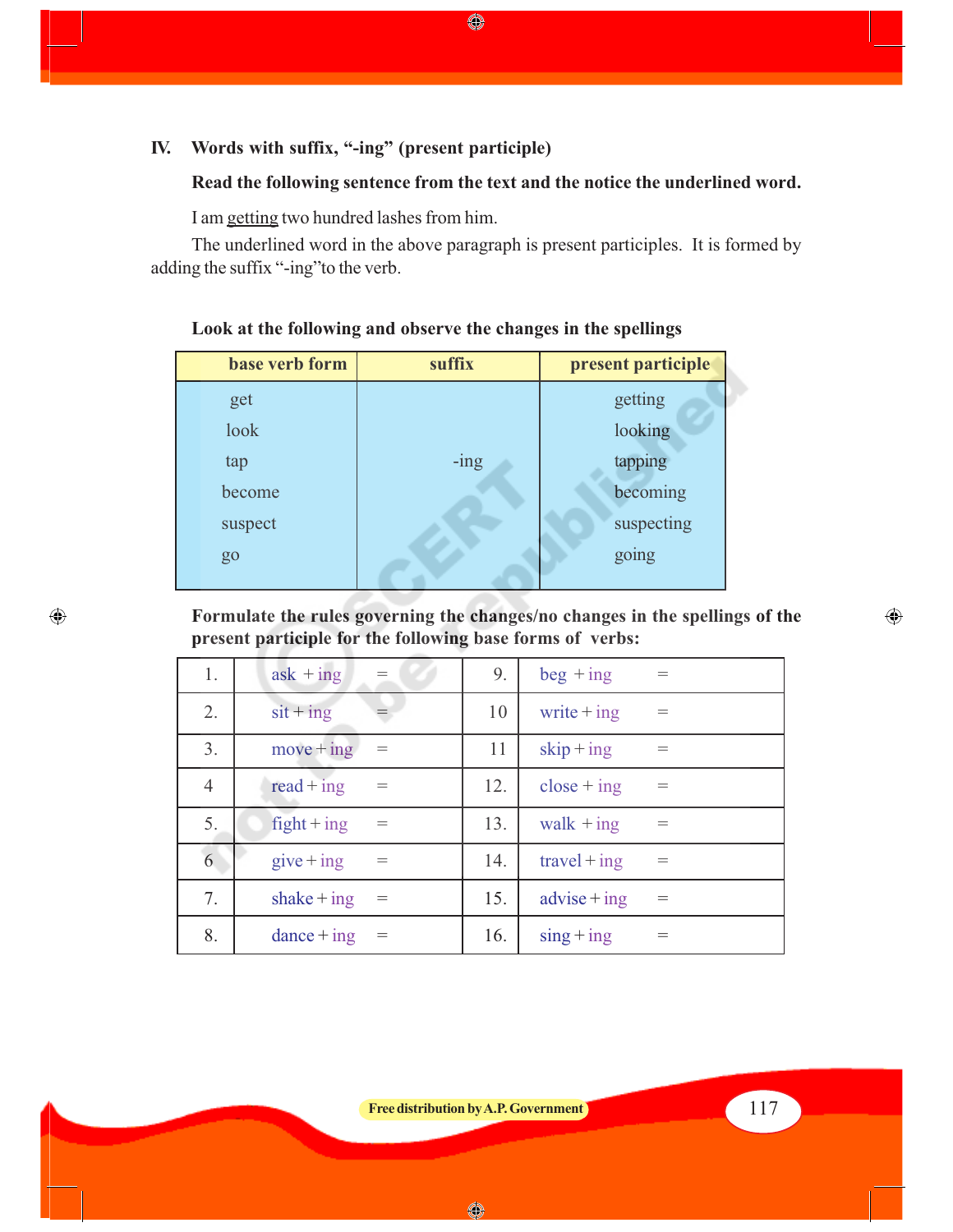### IV. Words with suffix, "-ing" (present participle)

**Read the following sentence from the text and the notice the underlined word.**

I am getting two hundred lashes from him.

The underlined word in the above paragraph is present participles. It is formed by adding the suffix "-ing"to the verb.

**Look at the following and observe the changes in the spellings**

| base verb form | suffix | present participle |
|---|---|---|
| get | | getting |
| look | | looking |
| tap | -ing | tapping |
| become | | becoming |
| suspect | | suspecting |
| go | | going |

**Formulate the rules governing the changes/no changes in the spellings of the present participle for the following base forms of verbs:**

| | | | |
|---|---|---|---|
| 1. | ask + ing = | 9. | beg + ing = |
| 2. | sit + ing = | 10 | write + ing = |
| 3. | move + ing = | 11 | skip + ing = |
| 4 | read + ing = | 12. | close + ing = |
| 5. | fight + ing = | 13. | walk + ing = |
| 6 | give + ing = | 14. | travel + ing = |
| 7. | shake + ing = | 15. | advise + ing = |
| 8. | dance + ing = | 16. | sing + ing = |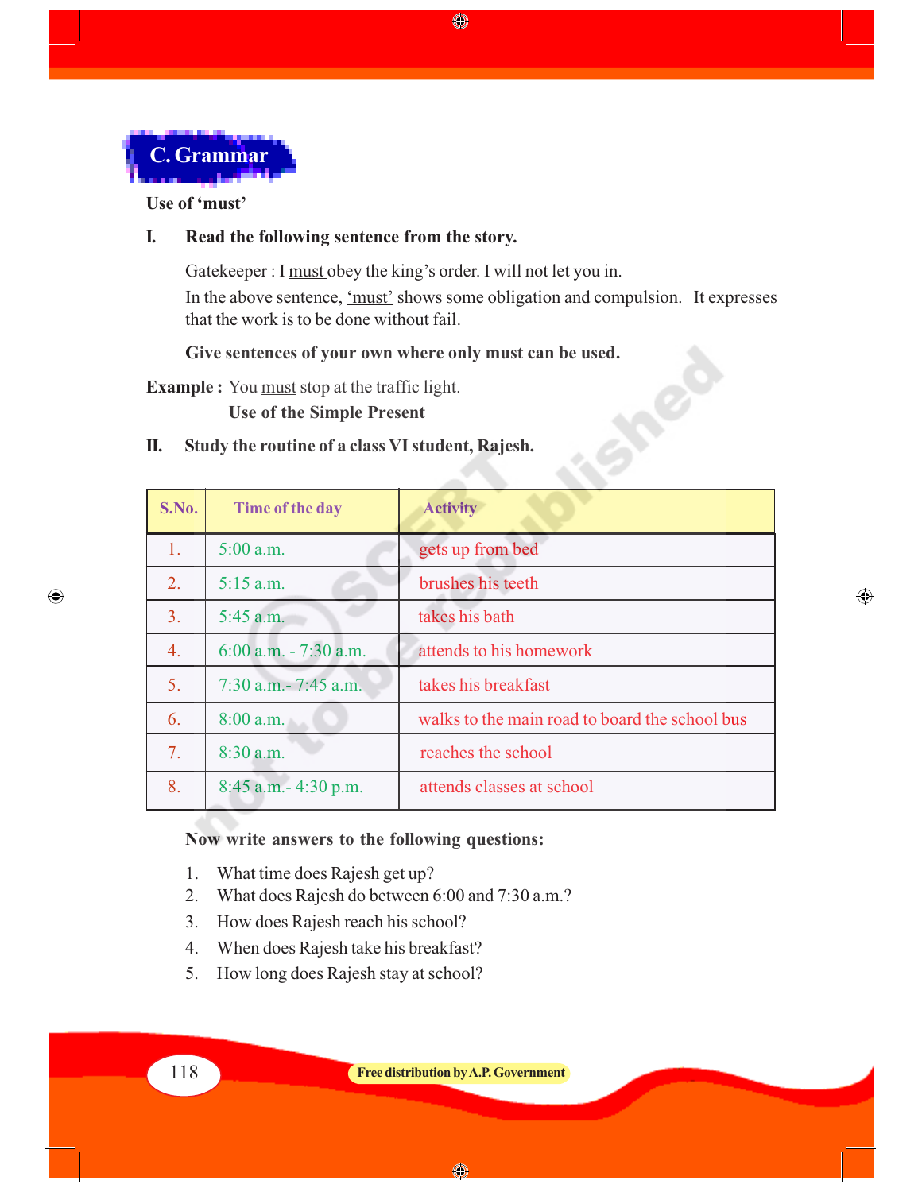## C. Grammar

**Use of 'must'**

**I. Read the following sentence from the story.**

Gatekeeper : I <u>must</u> obey the king's order. I will not let you in.

In the above sentence, <u>'must'</u> shows some obligation and compulsion. It expresses that the work is to be done without fail.

**Give sentences of your own where only must can be used.**

**Example :** You <u>must</u> stop at the traffic light.

**Use of the Simple Present**

**II. Study the routine of a class VI student, Rajesh.**

| S.No. | Time of the day | Activity |
|---|---|---|
| 1. | 5:00 a.m. | gets up from bed |
| 2. | 5:15 a.m. | brushes his teeth |
| 3. | 5:45 a.m. | takes his bath |
| 4. | 6:00 a.m. - 7:30 a.m. | attends to his homework |
| 5. | 7:30 a.m.- 7:45 a.m. | takes his breakfast |
| 6. | 8:00 a.m. | walks to the main road to board the school bus |
| 7. | 8:30 a.m. | reaches the school |
| 8. | 8:45 a.m.- 4:30 p.m. | attends classes at school |

**Now write answers to the following questions:**

1. What time does Rajesh get up?
2. What does Rajesh do between 6:00 and 7:30 a.m.?
3. How does Rajesh reach his school?
4. When does Rajesh take his breakfast?
5. How long does Rajesh stay at school?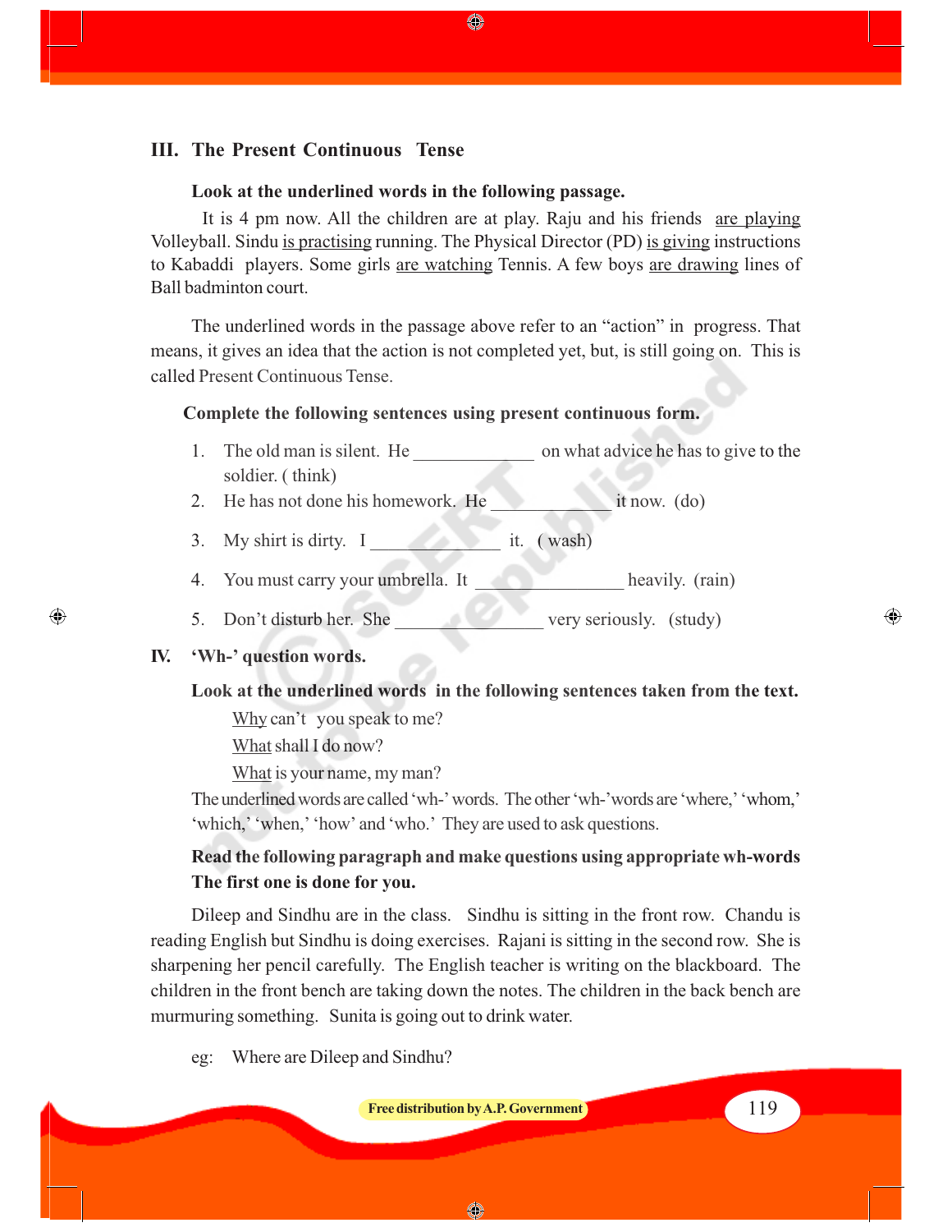## III. The Present Continuous Tense

**Look at the underlined words in the following passage.**

It is 4 pm now. All the children are at play. Raju and his friends <u>are playing</u> Volleyball. Sindu <u>is practising</u> running. The Physical Director (PD) <u>is giving</u> instructions to Kabaddi players. Some girls <u>are watching</u> Tennis. A few boys <u>are drawing</u> lines of Ball badminton court.

The underlined words in the passage above refer to an "action" in progress. That means, it gives an idea that the action is not completed yet, but, is still going on. This is called Present Continuous Tense.

**Complete the following sentences using present continuous form.**

1. The old man is silent. He ____________ on what advice he has to give to the soldier. ( think)
2. He has not done his homework. He ____________ it now. (do)
3. My shirt is dirty. I ____________ it. ( wash)
4. You must carry your umbrella. It ______________ heavily. (rain)
5. Don't disturb her. She ______________ very seriously. (study)

## IV. 'Wh-' question words.

**Look at the underlined words in the following sentences taken from the text.**

<u>Why</u> can't you speak to me?

<u>What</u> shall I do now?

<u>What</u> is your name, my man?

The underlined words are called 'wh-' words. The other 'wh-'words are 'where,' 'whom,' 'which,' 'when,' 'how' and 'who.' They are used to ask questions.

**Read the following paragraph and make questions using appropriate wh-words The first one is done for you.**

Dileep and Sindhu are in the class. Sindhu is sitting in the front row. Chandu is reading English but Sindhu is doing exercises. Rajani is sitting in the second row. She is sharpening her pencil carefully. The English teacher is writing on the blackboard. The children in the front bench are taking down the notes. The children in the back bench are murmuring something. Sunita is going out to drink water.

eg: Where are Dileep and Sindhu?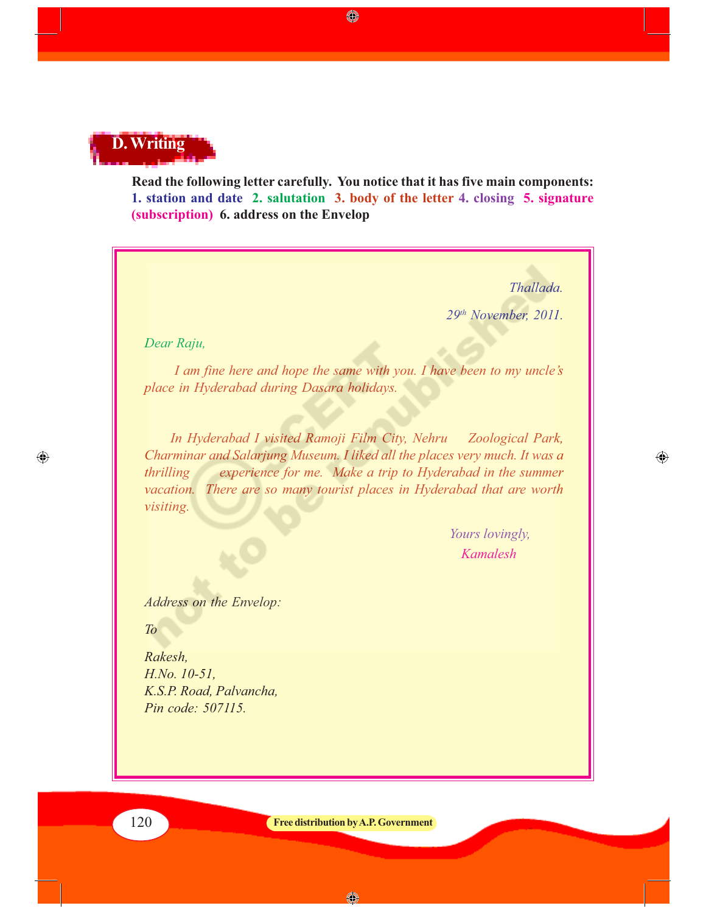## D. Writing

**Read the following letter carefully. You notice that it has five main components: 1. station and date 2. salutation 3. body of the letter 4. closing 5. signature (subscription) 6. address on the Envelop**

*Thallada.*

*29th November, 2011.*

*Dear Raju,*

*I am fine here and hope the same with you. I have been to my uncle's place in Hyderabad during Dasara holidays.*

*In Hyderabad I visited Ramoji Film City, Nehru Zoological Park, Charminar and Salarjung Museum. I liked all the places very much. It was a thrilling experience for me. Make a trip to Hyderabad in the summer vacation. There are so many tourist places in Hyderabad that are worth visiting.*

*Yours lovingly,*
*Kamalesh*

*Address on the Envelop:*

*To*

*Rakesh,*
*H.No. 10-51,*
*K.S.P. Road, Palvancha,*
*Pin code: 507115.*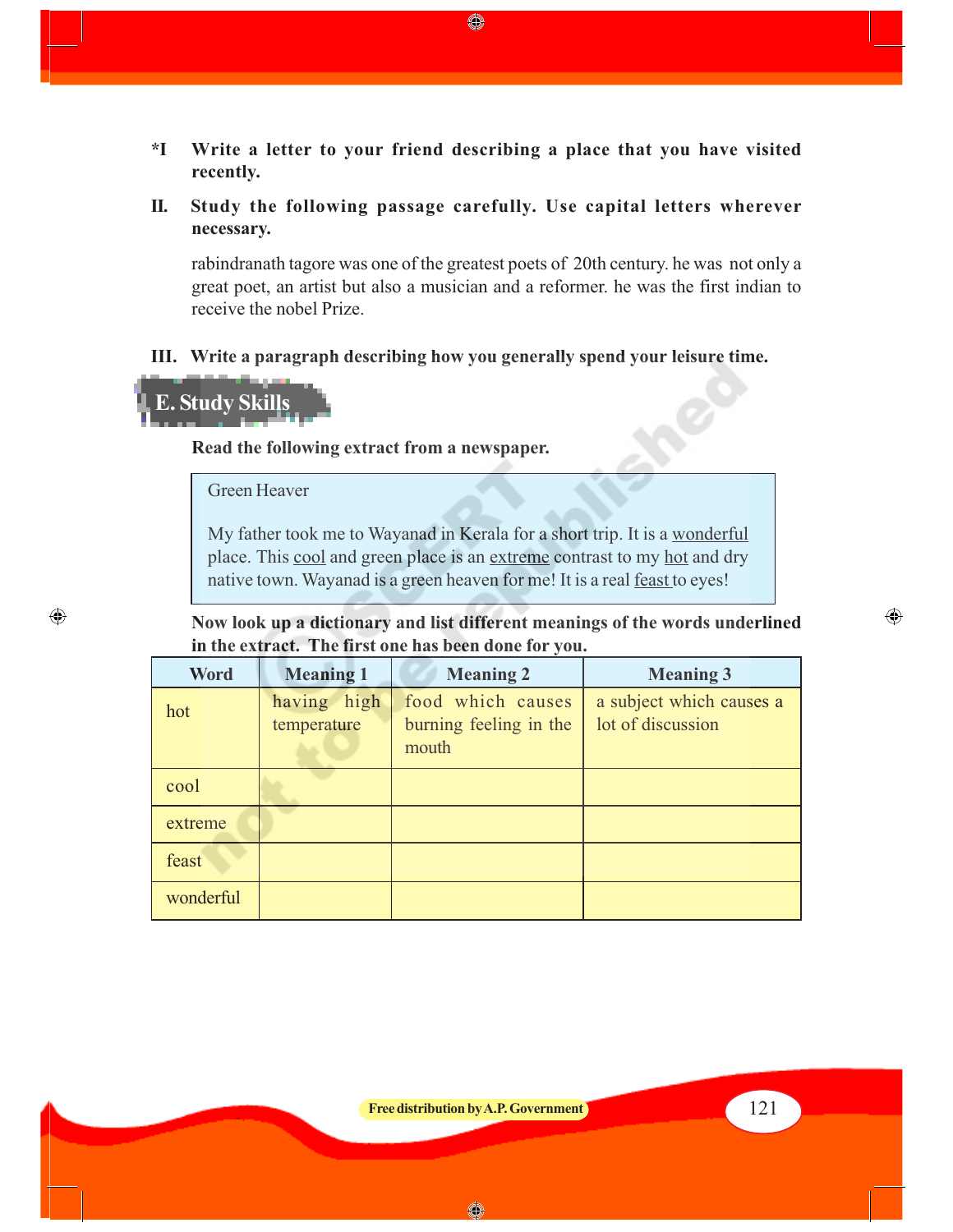**\*I Write a letter to your friend describing a place that you have visited recently.**

**II. Study the following passage carefully. Use capital letters wherever necessary.**

rabindranath tagore was one of the greatest poets of 20th century. he was not only a great poet, an artist but also a musician and a reformer. he was the first indian to receive the nobel Prize.

**III. Write a paragraph describing how you generally spend your leisure time.**

## E. Study Skills

**Read the following extract from a newspaper.**

> Green Heaver
>
> My father took me to Wayanad in Kerala for a short trip. It is a <u>wonderful</u> place. This <u>cool</u> and green place is an <u>extreme</u> contrast to my <u>hot</u> and dry native town. Wayanad is a green heaven for me! It is a real <u>feast</u> to eyes!

**Now look up a dictionary and list different meanings of the words underlined in the extract. The first one has been done for you.**

| Word | Meaning 1 | Meaning 2 | Meaning 3 |
|---|---|---|---|
| hot | having high temperature | food which causes burning feeling in the mouth | a subject which causes a lot of discussion |
| cool | | | |
| extreme | | | |
| feast | | | |
| wonderful | | | |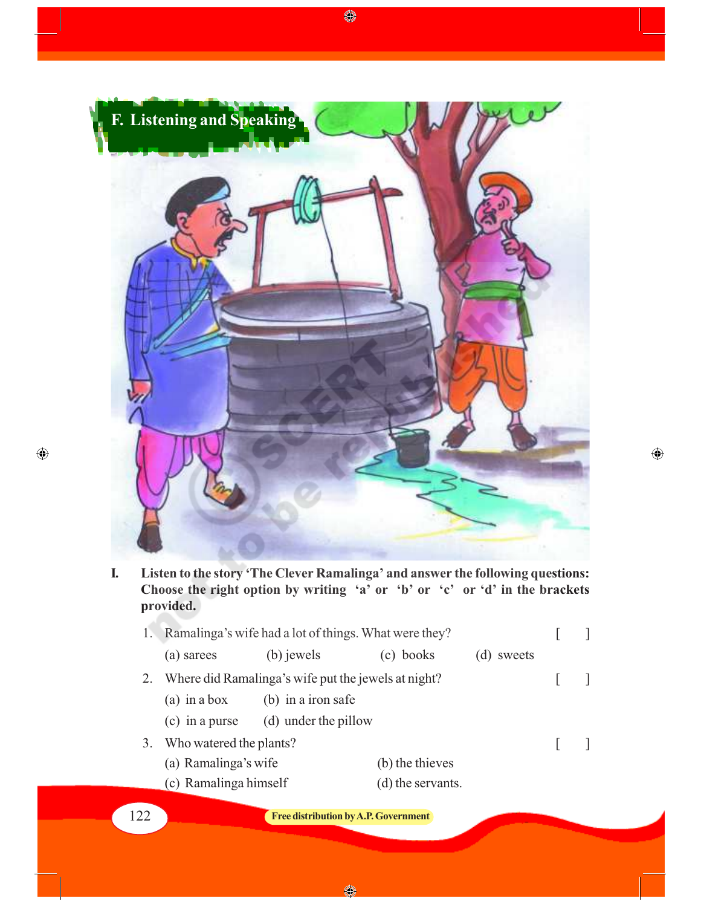## F. Listening and Speaking

**I. Listen to the story 'The Clever Ramalinga' and answer the following questions: Choose the right option by writing 'a' or 'b' or 'c' or 'd' in the brackets provided.**

1. Ramalinga's wife had a lot of things. What were they? [ ]

   (a) sarees (b) jewels (c) books (d) sweets

2. Where did Ramalinga's wife put the jewels at night? [ ]

   (a) in a box (b) in a iron safe

   (c) in a purse (d) under the pillow

3. Who watered the plants? [ ]

   (a) Ramalinga's wife (b) the thieves

   (c) Ramalinga himself (d) the servants.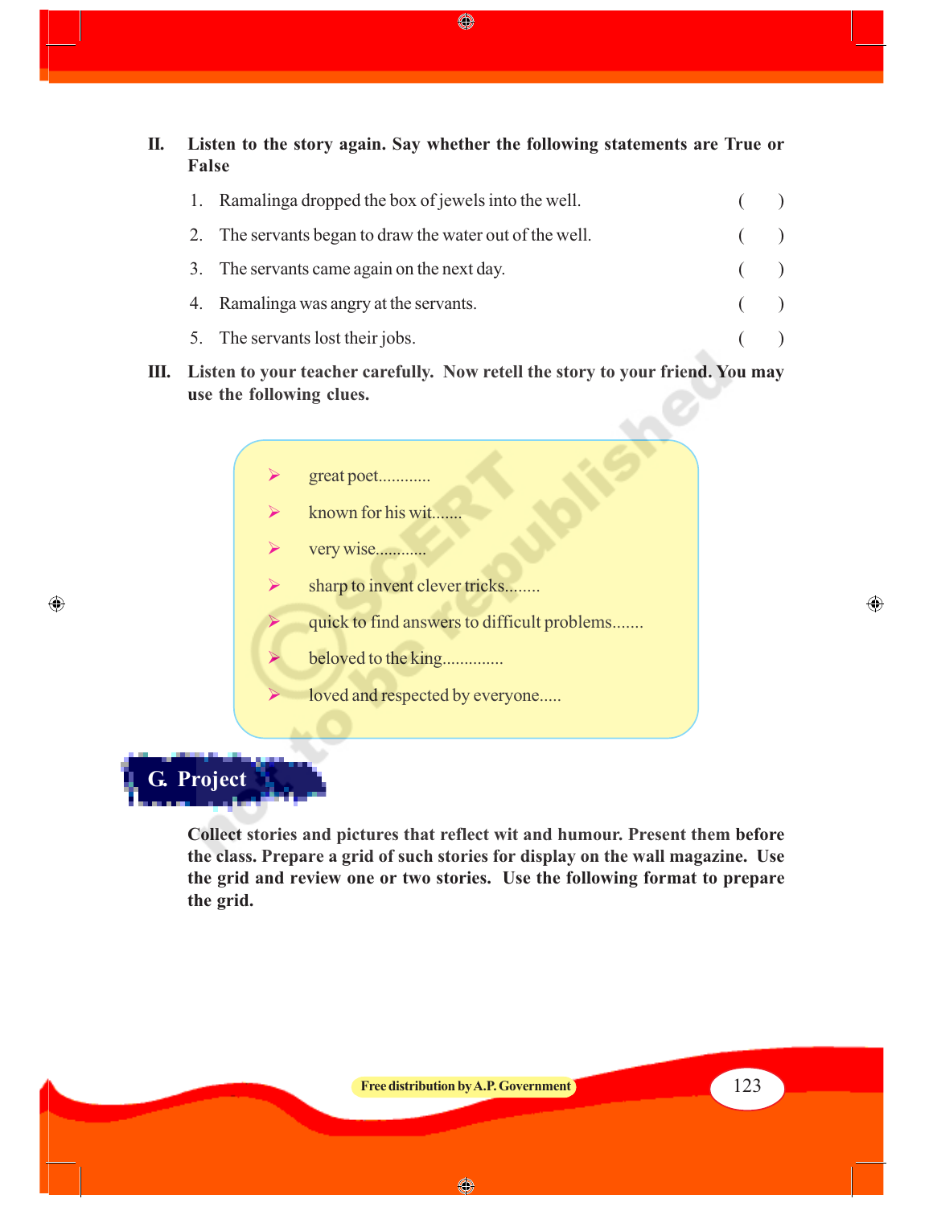**II. Listen to the story again. Say whether the following statements are True or False**

1. Ramalinga dropped the box of jewels into the well. ( )
2. The servants began to draw the water out of the well. ( )
3. The servants came again on the next day. ( )
4. Ramalinga was angry at the servants. ( )
5. The servants lost their jobs. ( )

**III. Listen to your teacher carefully. Now retell the story to your friend. You may use the following clues.**

- great poet............
- known for his wit.......
- very wise............
- sharp to invent clever tricks........
- quick to find answers to difficult problems.......
- beloved to the king..............
- loved and respected by everyone.....

## G. Project

**Collect stories and pictures that reflect wit and humour. Present them before the class. Prepare a grid of such stories for display on the wall magazine. Use the grid and review one or two stories. Use the following format to prepare the grid.**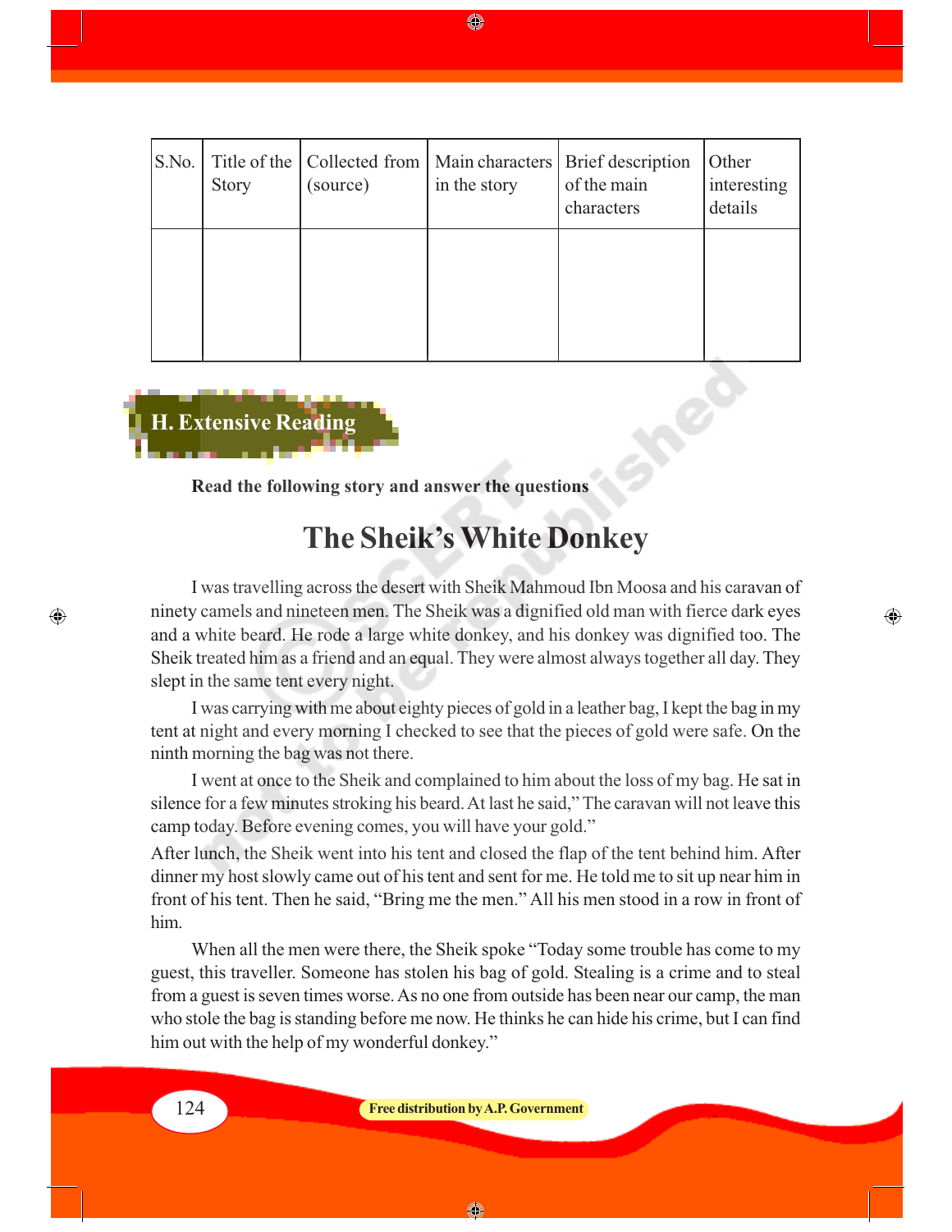| S.No. | Title of the Story | Collected from (source) | Main characters in the story | Brief description of the main characters | Other interesting details |
|---|---|---|---|---|---|
| | | | | | |

## H. Extensive Reading

**Read the following story and answer the questions**

# The Sheik's White Donkey

I was travelling across the desert with Sheik Mahmoud Ibn Moosa and his caravan of ninety camels and nineteen men. The Sheik was a dignified old man with fierce dark eyes and a white beard. He rode a large white donkey, and his donkey was dignified too. The Sheik treated him as a friend and an equal. They were almost always together all day. They slept in the same tent every night.

I was carrying with me about eighty pieces of gold in a leather bag, I kept the bag in my tent at night and every morning I checked to see that the pieces of gold were safe. On the ninth morning the bag was not there.

I went at once to the Sheik and complained to him about the loss of my bag. He sat in silence for a few minutes stroking his beard. At last he said," The caravan will not leave this camp today. Before evening comes, you will have your gold."

After lunch, the Sheik went into his tent and closed the flap of the tent behind him. After dinner my host slowly came out of his tent and sent for me. He told me to sit up near him in front of his tent. Then he said, "Bring me the men." All his men stood in a row in front of him.

When all the men were there, the Sheik spoke "Today some trouble has come to my guest, this traveller. Someone has stolen his bag of gold. Stealing is a crime and to steal from a guest is seven times worse. As no one from outside has been near our camp, the man who stole the bag is standing before me now. He thinks he can hide his crime, but I can find him out with the help of my wonderful donkey."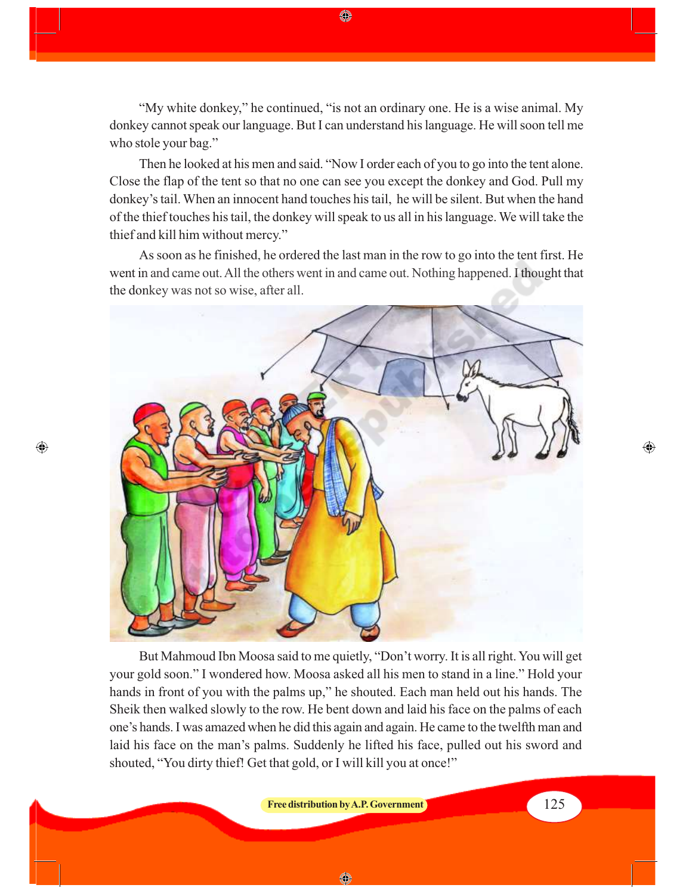"My white donkey," he continued, "is not an ordinary one. He is a wise animal. My donkey cannot speak our language. But I can understand his language. He will soon tell me who stole your bag."

Then he looked at his men and said. "Now I order each of you to go into the tent alone. Close the flap of the tent so that no one can see you except the donkey and God. Pull my donkey's tail. When an innocent hand touches his tail, he will be silent. But when the hand of the thief touches his tail, the donkey will speak to us all in his language. We will take the thief and kill him without mercy."

As soon as he finished, he ordered the last man in the row to go into the tent first. He went in and came out. All the others went in and came out. Nothing happened. I thought that the donkey was not so wise, after all.

But Mahmoud Ibn Moosa said to me quietly, "Don't worry. It is all right. You will get your gold soon." I wondered how. Moosa asked all his men to stand in a line." Hold your hands in front of you with the palms up," he shouted. Each man held out his hands. The Sheik then walked slowly to the row. He bent down and laid his face on the palms of each one's hands. I was amazed when he did this again and again. He came to the twelfth man and laid his face on the man's palms. Suddenly he lifted his face, pulled out his sword and shouted, "You dirty thief! Get that gold, or I will kill you at once!"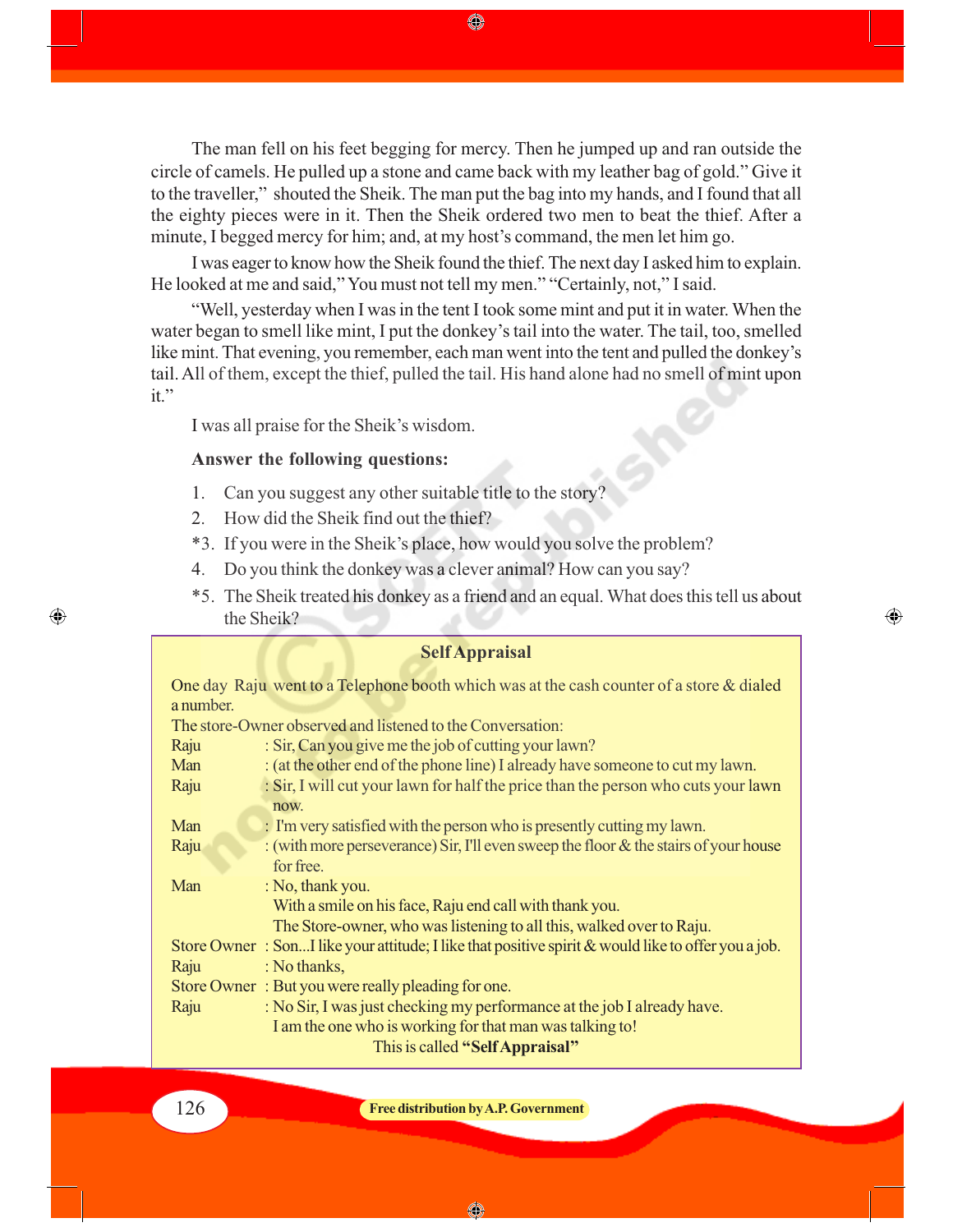The man fell on his feet begging for mercy. Then he jumped up and ran outside the circle of camels. He pulled up a stone and came back with my leather bag of gold." Give it to the traveller," shouted the Sheik. The man put the bag into my hands, and I found that all the eighty pieces were in it. Then the Sheik ordered two men to beat the thief. After a minute, I begged mercy for him; and, at my host's command, the men let him go.

I was eager to know how the Sheik found the thief. The next day I asked him to explain. He looked at me and said," You must not tell my men." "Certainly, not," I said.

"Well, yesterday when I was in the tent I took some mint and put it in water. When the water began to smell like mint, I put the donkey's tail into the water. The tail, too, smelled like mint. That evening, you remember, each man went into the tent and pulled the donkey's tail. All of them, except the thief, pulled the tail. His hand alone had no smell of mint upon it."

I was all praise for the Sheik's wisdom.

**Answer the following questions:**

1. Can you suggest any other suitable title to the story?
2. How did the Sheik find out the thief?

*3. If you were in the Sheik's place, how would you solve the problem?

4. Do you think the donkey was a clever animal? How can you say?

*5. The Sheik treated his donkey as a friend and an equal. What does this tell us about the Sheik?

**Self Appraisal**

One day Raju went to a Telephone booth which was at the cash counter of a store & dialed a number.

The store-Owner observed and listened to the Conversation:

Raju : Sir, Can you give me the job of cutting your lawn?

Man : (at the other end of the phone line) I already have someone to cut my lawn.

Raju : Sir, I will cut your lawn for half the price than the person who cuts your lawn now.

Man : I'm very satisfied with the person who is presently cutting my lawn.

Raju : (with more perseverance) Sir, I'll even sweep the floor & the stairs of your house for free.

Man : No, thank you.

With a smile on his face, Raju end call with thank you.

The Store-owner, who was listening to all this, walked over to Raju.

Store Owner : Son...I like your attitude; I like that positive spirit & would like to offer you a job.

Raju : No thanks,

Store Owner : But you were really pleading for one.

Raju : No Sir, I was just checking my performance at the job I already have.

I am the one who is working for that man was talking to!

This is called **"Self Appraisal"**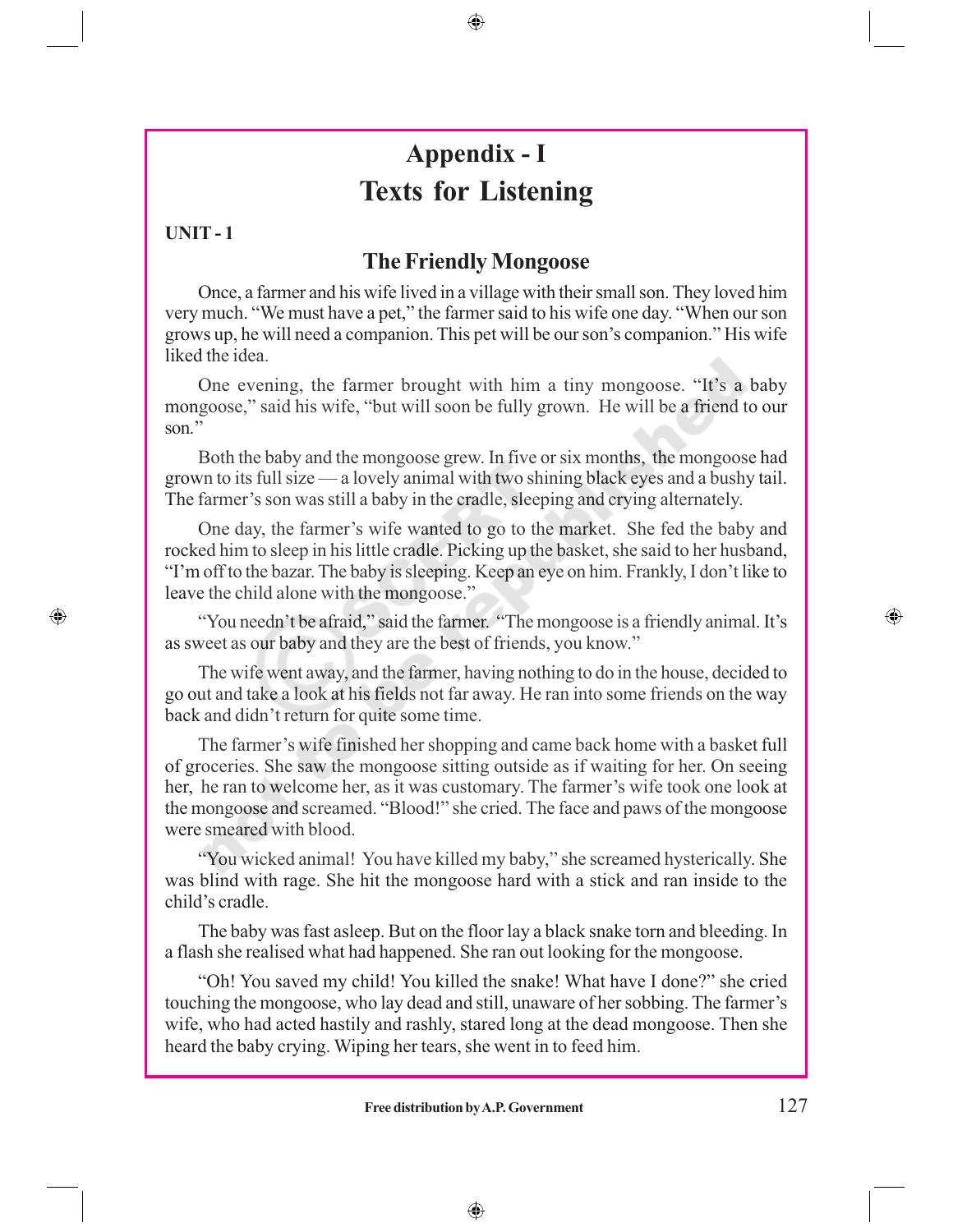# Appendix - I
# Texts for Listening

**UNIT - 1**

## The Friendly Mongoose

Once, a farmer and his wife lived in a village with their small son. They loved him very much. “We must have a pet,” the farmer said to his wife one day. “When our son grows up, he will need a companion. This pet will be our son’s companion.” His wife liked the idea.

One evening, the farmer brought with him a tiny mongoose. “It’s a baby mongoose,” said his wife, “but will soon be fully grown. He will be a friend to our son.”

Both the baby and the mongoose grew. In five or six months, the mongoose had grown to its full size — a lovely animal with two shining black eyes and a bushy tail. The farmer’s son was still a baby in the cradle, sleeping and crying alternately.

One day, the farmer’s wife wanted to go to the market. She fed the baby and rocked him to sleep in his little cradle. Picking up the basket, she said to her husband, “I’m off to the bazar. The baby is sleeping. Keep an eye on him. Frankly, I don’t like to leave the child alone with the mongoose.”

“You needn’t be afraid,” said the farmer. “The mongoose is a friendly animal. It’s as sweet as our baby and they are the best of friends, you know.”

The wife went away, and the farmer, having nothing to do in the house, decided to go out and take a look at his fields not far away. He ran into some friends on the way back and didn’t return for quite some time.

The farmer’s wife finished her shopping and came back home with a basket full of groceries. She saw the mongoose sitting outside as if waiting for her. On seeing her, he ran to welcome her, as it was customary. The farmer’s wife took one look at the mongoose and screamed. “Blood!” she cried. The face and paws of the mongoose were smeared with blood.

“You wicked animal! You have killed my baby,” she screamed hysterically. She was blind with rage. She hit the mongoose hard with a stick and ran inside to the child’s cradle.

The baby was fast asleep. But on the floor lay a black snake torn and bleeding. In a flash she realised what had happened. She ran out looking for the mongoose.

“Oh! You saved my child! You killed the snake! What have I done?” she cried touching the mongoose, who lay dead and still, unaware of her sobbing. The farmer’s wife, who had acted hastily and rashly, stared long at the dead mongoose. Then she heard the baby crying. Wiping her tears, she went in to feed him.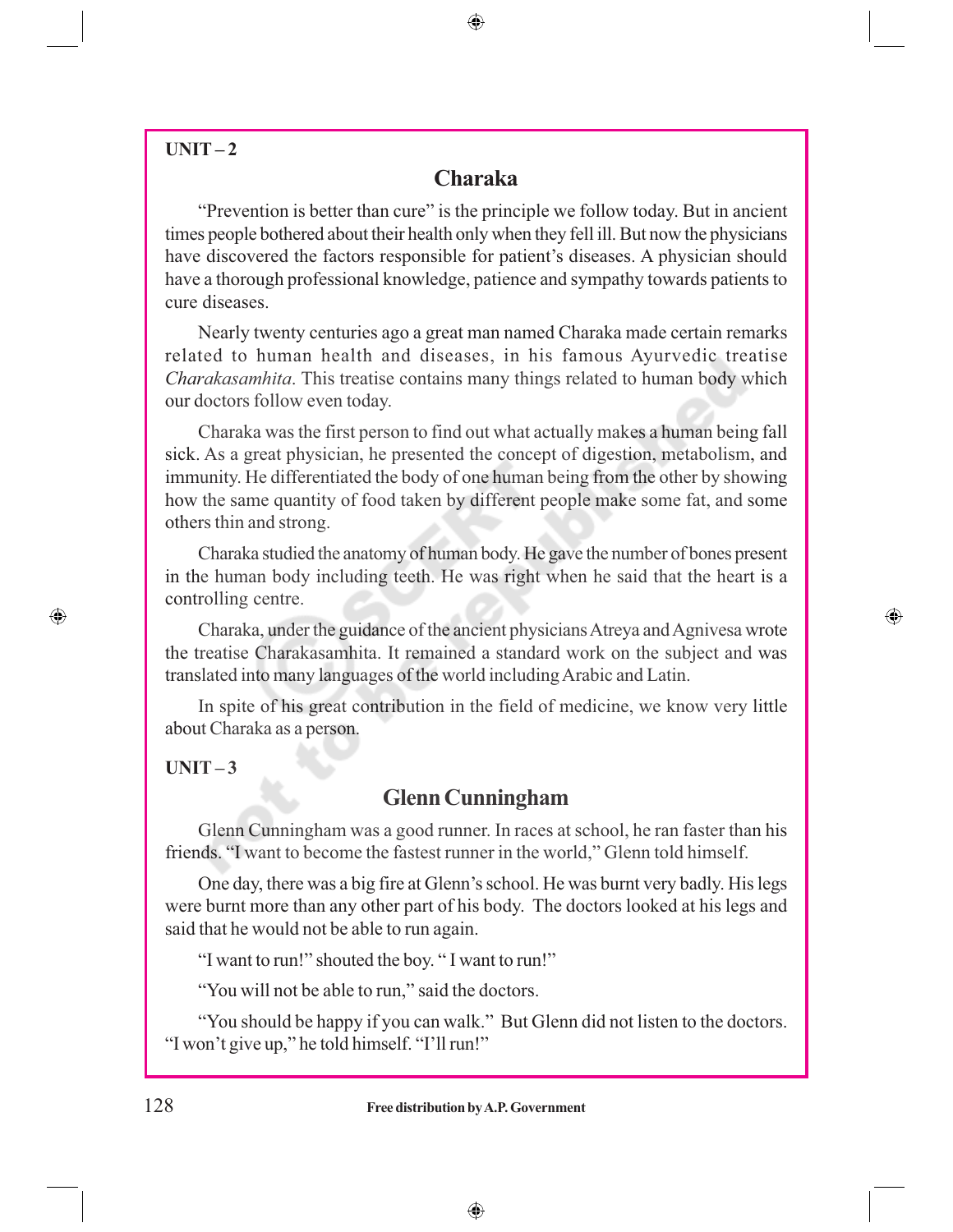**UNIT – 2**

## Charaka

"Prevention is better than cure" is the principle we follow today. But in ancient times people bothered about their health only when they fell ill. But now the physicians have discovered the factors responsible for patient's diseases. A physician should have a thorough professional knowledge, patience and sympathy towards patients to cure diseases.

Nearly twenty centuries ago a great man named Charaka made certain remarks related to human health and diseases, in his famous Ayurvedic treatise *Charakasamhita*. This treatise contains many things related to human body which our doctors follow even today.

Charaka was the first person to find out what actually makes a human being fall sick. As a great physician, he presented the concept of digestion, metabolism, and immunity. He differentiated the body of one human being from the other by showing how the same quantity of food taken by different people make some fat, and some others thin and strong.

Charaka studied the anatomy of human body. He gave the number of bones present in the human body including teeth. He was right when he said that the heart is a controlling centre.

Charaka, under the guidance of the ancient physicians Atreya and Agnivesa wrote the treatise Charakasamhita. It remained a standard work on the subject and was translated into many languages of the world including Arabic and Latin.

In spite of his great contribution in the field of medicine, we know very little about Charaka as a person.

**UNIT – 3**

## Glenn Cunningham

Glenn Cunningham was a good runner. In races at school, he ran faster than his friends. "I want to become the fastest runner in the world," Glenn told himself.

One day, there was a big fire at Glenn's school. He was burnt very badly. His legs were burnt more than any other part of his body. The doctors looked at his legs and said that he would not be able to run again.

"I want to run!" shouted the boy. " I want to run!"

"You will not be able to run," said the doctors.

"You should be happy if you can walk." But Glenn did not listen to the doctors. "I won't give up," he told himself. "I'll run!"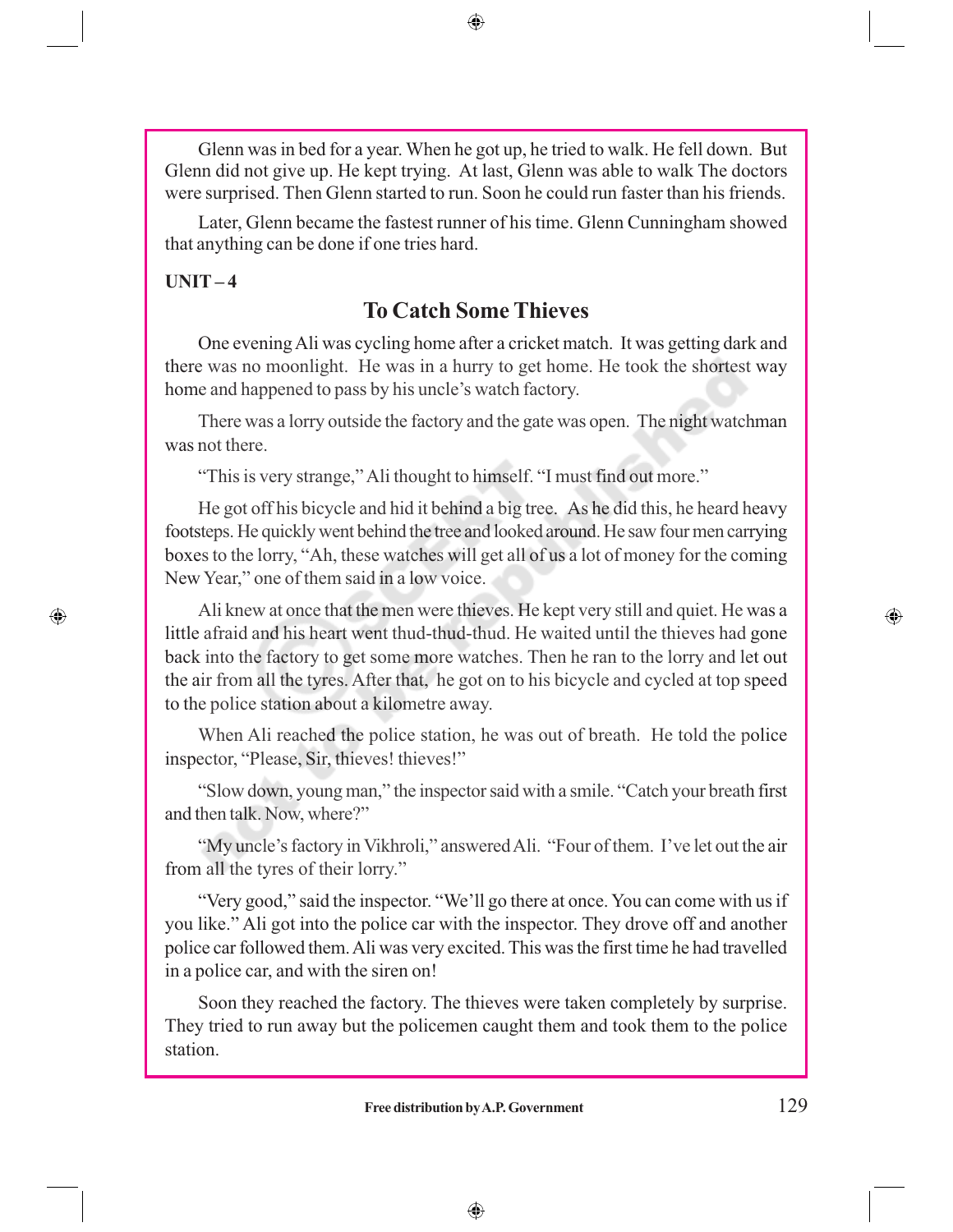Glenn was in bed for a year. When he got up, he tried to walk. He fell down. But Glenn did not give up. He kept trying. At last, Glenn was able to walk The doctors were surprised. Then Glenn started to run. Soon he could run faster than his friends.

Later, Glenn became the fastest runner of his time. Glenn Cunningham showed that anything can be done if one tries hard.

**UNIT – 4**

## To Catch Some Thieves

One evening Ali was cycling home after a cricket match. It was getting dark and there was no moonlight. He was in a hurry to get home. He took the shortest way home and happened to pass by his uncle's watch factory.

There was a lorry outside the factory and the gate was open. The night watchman was not there.

"This is very strange," Ali thought to himself. "I must find out more."

He got off his bicycle and hid it behind a big tree. As he did this, he heard heavy footsteps. He quickly went behind the tree and looked around. He saw four men carrying boxes to the lorry, "Ah, these watches will get all of us a lot of money for the coming New Year," one of them said in a low voice.

Ali knew at once that the men were thieves. He kept very still and quiet. He was a little afraid and his heart went thud-thud-thud. He waited until the thieves had gone back into the factory to get some more watches. Then he ran to the lorry and let out the air from all the tyres. After that, he got on to his bicycle and cycled at top speed to the police station about a kilometre away.

When Ali reached the police station, he was out of breath. He told the police inspector, "Please, Sir, thieves! thieves!"

"Slow down, young man," the inspector said with a smile. "Catch your breath first and then talk. Now, where?"

"My uncle's factory in Vikhroli," answered Ali. "Four of them. I've let out the air from all the tyres of their lorry."

"Very good," said the inspector. "We'll go there at once. You can come with us if you like." Ali got into the police car with the inspector. They drove off and another police car followed them. Ali was very excited. This was the first time he had travelled in a police car, and with the siren on!

Soon they reached the factory. The thieves were taken completely by surprise. They tried to run away but the policemen caught them and took them to the police station.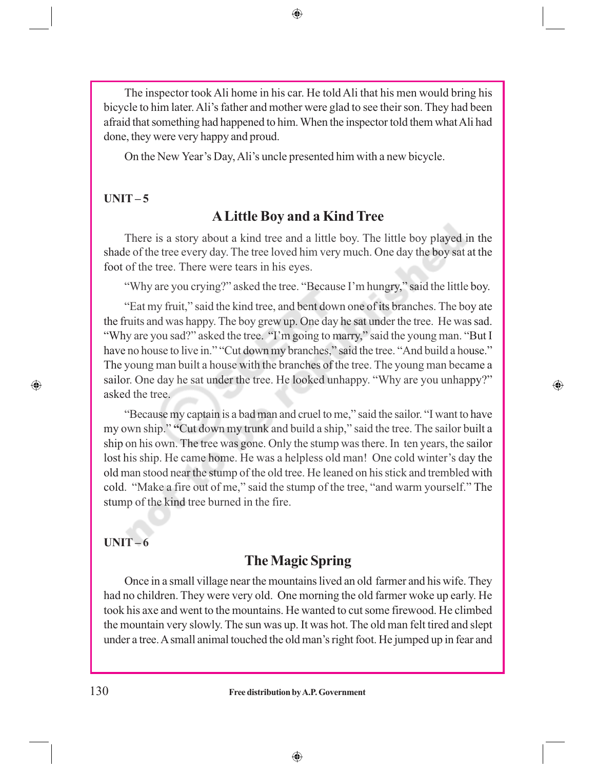The inspector took Ali home in his car. He told Ali that his men would bring his bicycle to him later. Ali's father and mother were glad to see their son. They had been afraid that something had happened to him. When the inspector told them what Ali had done, they were very happy and proud.

On the New Year's Day, Ali's uncle presented him with a new bicycle.

**UNIT – 5**

## A Little Boy and a Kind Tree

There is a story about a kind tree and a little boy. The little boy played in the shade of the tree every day. The tree loved him very much. One day the boy sat at the foot of the tree. There were tears in his eyes.

"Why are you crying?" asked the tree. "Because I'm hungry," said the little boy.

"Eat my fruit," said the kind tree, and bent down one of its branches. The boy ate the fruits and was happy. The boy grew up. One day he sat under the tree. He was sad. "Why are you sad?" asked the tree. "I'm going to marry," said the young man. "But I have no house to live in." "Cut down my branches," said the tree. "And build a house." The young man built a house with the branches of the tree. The young man became a sailor. One day he sat under the tree. He looked unhappy. "Why are you unhappy?" asked the tree.

"Because my captain is a bad man and cruel to me," said the sailor. "I want to have my own ship." "Cut down my trunk and build a ship," said the tree. The sailor built a ship on his own. The tree was gone. Only the stump was there. In ten years, the sailor lost his ship. He came home. He was a helpless old man! One cold winter's day the old man stood near the stump of the old tree. He leaned on his stick and trembled with cold. "Make a fire out of me," said the stump of the tree, "and warm yourself." The stump of the kind tree burned in the fire.

**UNIT – 6**

## The Magic Spring

Once in a small village near the mountains lived an old farmer and his wife. They had no children. They were very old. One morning the old farmer woke up early. He took his axe and went to the mountains. He wanted to cut some firewood. He climbed the mountain very slowly. The sun was up. It was hot. The old man felt tired and slept under a tree. A small animal touched the old man's right foot. He jumped up in fear and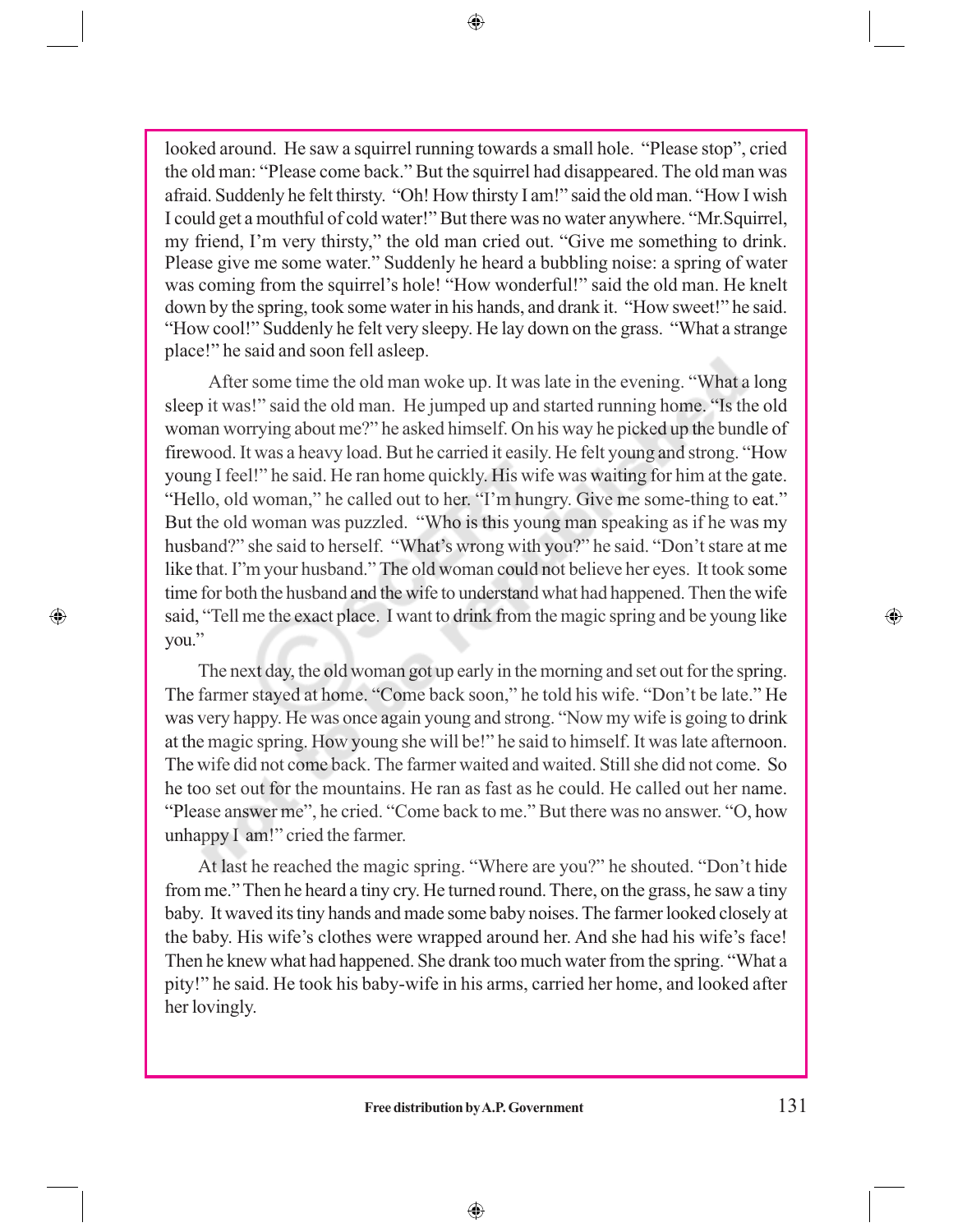looked around. He saw a squirrel running towards a small hole. "Please stop", cried the old man: "Please come back." But the squirrel had disappeared. The old man was afraid. Suddenly he felt thirsty. "Oh! How thirsty I am!" said the old man. "How I wish I could get a mouthful of cold water!" But there was no water anywhere. "Mr.Squirrel, my friend, I'm very thirsty," the old man cried out. "Give me something to drink. Please give me some water." Suddenly he heard a bubbling noise: a spring of water was coming from the squirrel's hole! "How wonderful!" said the old man. He knelt down by the spring, took some water in his hands, and drank it. "How sweet!" he said. "How cool!" Suddenly he felt very sleepy. He lay down on the grass. "What a strange place!" he said and soon fell asleep.

After some time the old man woke up. It was late in the evening. "What a long sleep it was!" said the old man. He jumped up and started running home. "Is the old woman worrying about me?" he asked himself. On his way he picked up the bundle of firewood. It was a heavy load. But he carried it easily. He felt young and strong. "How young I feel!" he said. He ran home quickly. His wife was waiting for him at the gate. "Hello, old woman," he called out to her. "I'm hungry. Give me some-thing to eat." But the old woman was puzzled. "Who is this young man speaking as if he was my husband?" she said to herself. "What's wrong with you?" he said. "Don't stare at me like that. I"m your husband." The old woman could not believe her eyes. It took some time for both the husband and the wife to understand what had happened. Then the wife said, "Tell me the exact place. I want to drink from the magic spring and be young like you."

The next day, the old woman got up early in the morning and set out for the spring. The farmer stayed at home. "Come back soon," he told his wife. "Don't be late." He was very happy. He was once again young and strong. "Now my wife is going to drink at the magic spring. How young she will be!" he said to himself. It was late afternoon. The wife did not come back. The farmer waited and waited. Still she did not come. So he too set out for the mountains. He ran as fast as he could. He called out her name. "Please answer me", he cried. "Come back to me." But there was no answer. "O, how unhappy I am!" cried the farmer.

At last he reached the magic spring. "Where are you?" he shouted. "Don't hide from me." Then he heard a tiny cry. He turned round. There, on the grass, he saw a tiny baby. It waved its tiny hands and made some baby noises. The farmer looked closely at the baby. His wife's clothes were wrapped around her. And she had his wife's face! Then he knew what had happened. She drank too much water from the spring. "What a pity!" he said. He took his baby-wife in his arms, carried her home, and looked after her lovingly.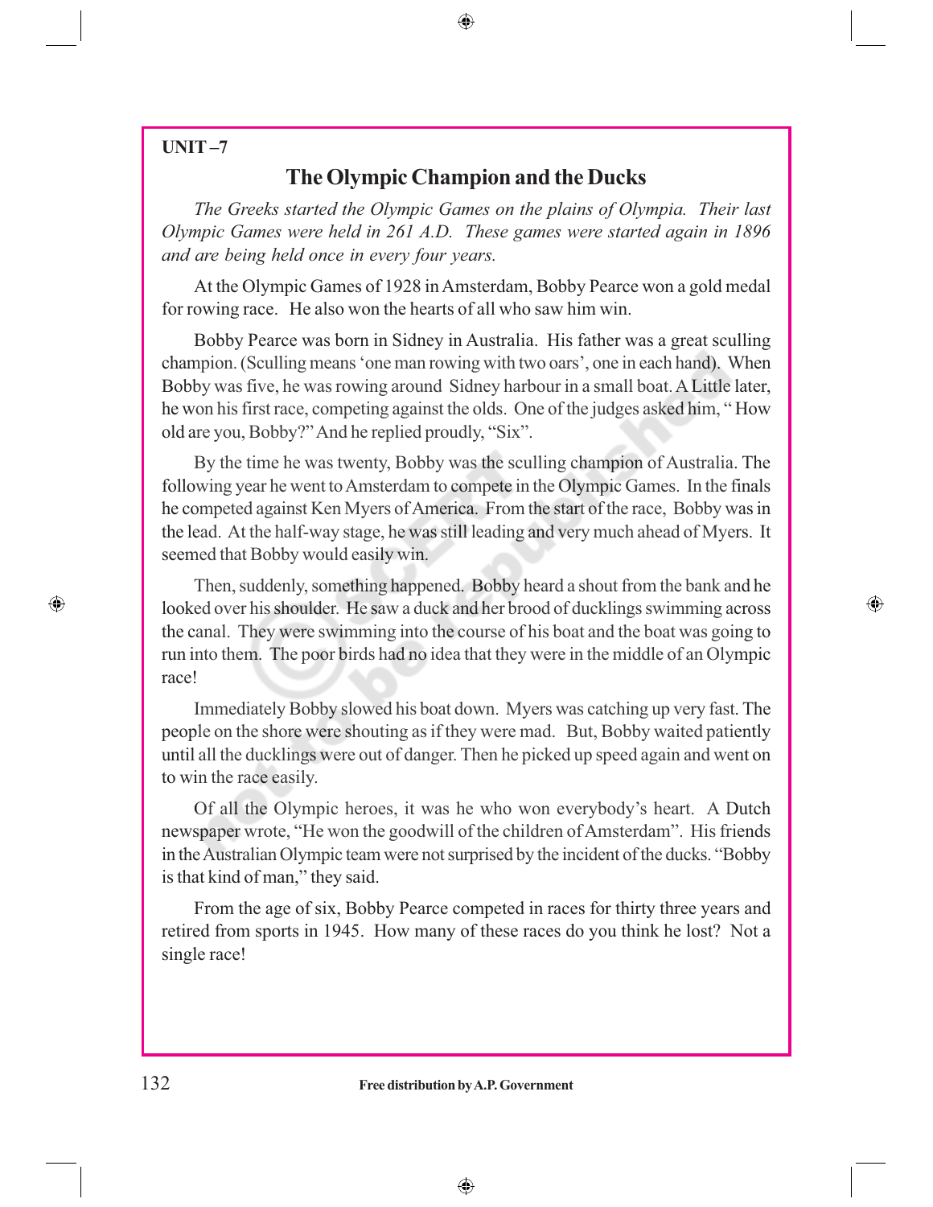**UNIT –7**

## The Olympic Champion and the Ducks

*The Greeks started the Olympic Games on the plains of Olympia. Their last Olympic Games were held in 261 A.D. These games were started again in 1896 and are being held once in every four years.*

At the Olympic Games of 1928 in Amsterdam, Bobby Pearce won a gold medal for rowing race. He also won the hearts of all who saw him win.

Bobby Pearce was born in Sidney in Australia. His father was a great sculling champion. (Sculling means 'one man rowing with two oars', one in each hand). When Bobby was five, he was rowing around Sidney harbour in a small boat. A Little later, he won his first race, competing against the olds. One of the judges asked him, " How old are you, Bobby?" And he replied proudly, "Six".

By the time he was twenty, Bobby was the sculling champion of Australia. The following year he went to Amsterdam to compete in the Olympic Games. In the finals he competed against Ken Myers of America. From the start of the race, Bobby was in the lead. At the half-way stage, he was still leading and very much ahead of Myers. It seemed that Bobby would easily win.

Then, suddenly, something happened. Bobby heard a shout from the bank and he looked over his shoulder. He saw a duck and her brood of ducklings swimming across the canal. They were swimming into the course of his boat and the boat was going to run into them. The poor birds had no idea that they were in the middle of an Olympic race!

Immediately Bobby slowed his boat down. Myers was catching up very fast. The people on the shore were shouting as if they were mad. But, Bobby waited patiently until all the ducklings were out of danger. Then he picked up speed again and went on to win the race easily.

Of all the Olympic heroes, it was he who won everybody's heart. A Dutch newspaper wrote, "He won the goodwill of the children of Amsterdam". His friends in the Australian Olympic team were not surprised by the incident of the ducks. "Bobby is that kind of man," they said.

From the age of six, Bobby Pearce competed in races for thirty three years and retired from sports in 1945. How many of these races do you think he lost? Not a single race!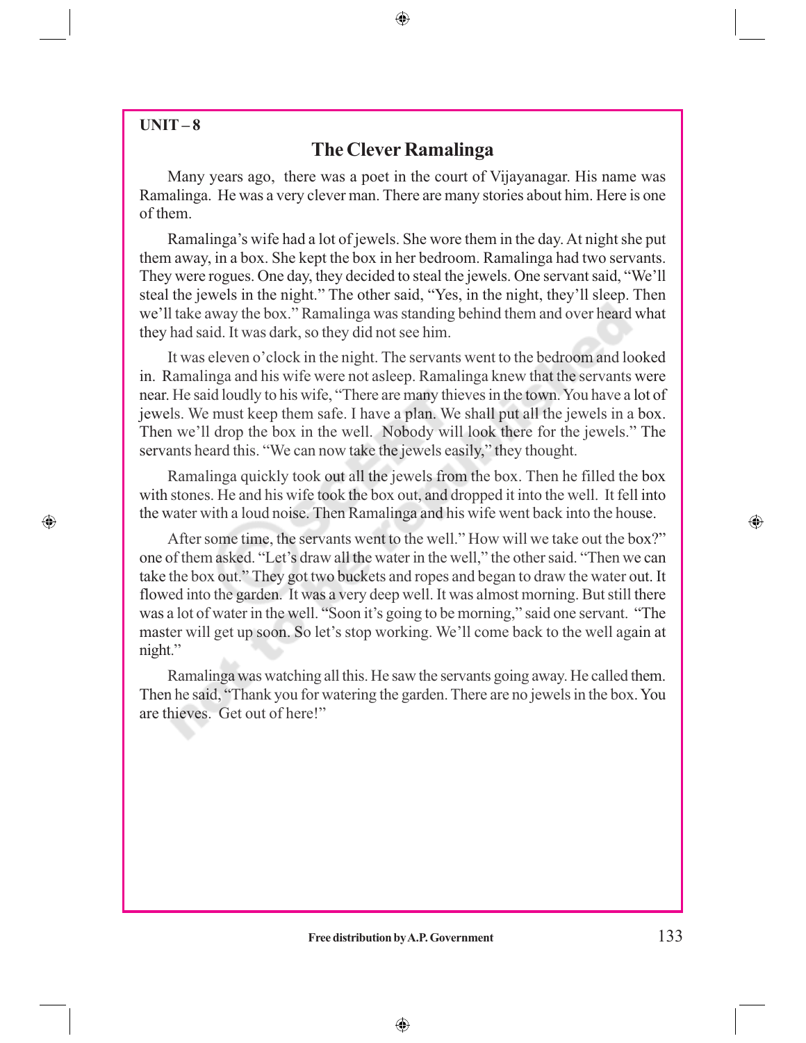UNIT – 8

## The Clever Ramalinga

Many years ago, there was a poet in the court of Vijayanagar. His name was Ramalinga. He was a very clever man. There are many stories about him. Here is one of them.

Ramalinga's wife had a lot of jewels. She wore them in the day. At night she put them away, in a box. She kept the box in her bedroom. Ramalinga had two servants. They were rogues. One day, they decided to steal the jewels. One servant said, "We'll steal the jewels in the night." The other said, "Yes, in the night, they'll sleep. Then we'll take away the box." Ramalinga was standing behind them and over heard what they had said. It was dark, so they did not see him.

It was eleven o'clock in the night. The servants went to the bedroom and looked in. Ramalinga and his wife were not asleep. Ramalinga knew that the servants were near. He said loudly to his wife, "There are many thieves in the town. You have a lot of jewels. We must keep them safe. I have a plan. We shall put all the jewels in a box. Then we'll drop the box in the well. Nobody will look there for the jewels." The servants heard this. "We can now take the jewels easily," they thought.

Ramalinga quickly took out all the jewels from the box. Then he filled the box with stones. He and his wife took the box out, and dropped it into the well. It fell into the water with a loud noise. Then Ramalinga and his wife went back into the house.

After some time, the servants went to the well." How will we take out the box?" one of them asked. "Let's draw all the water in the well," the other said. "Then we can take the box out." They got two buckets and ropes and began to draw the water out. It flowed into the garden. It was a very deep well. It was almost morning. But still there was a lot of water in the well. "Soon it's going to be morning," said one servant. "The master will get up soon. So let's stop working. We'll come back to the well again at night."

Ramalinga was watching all this. He saw the servants going away. He called them. Then he said, "Thank you for watering the garden. There are no jewels in the box. You are thieves. Get out of here!"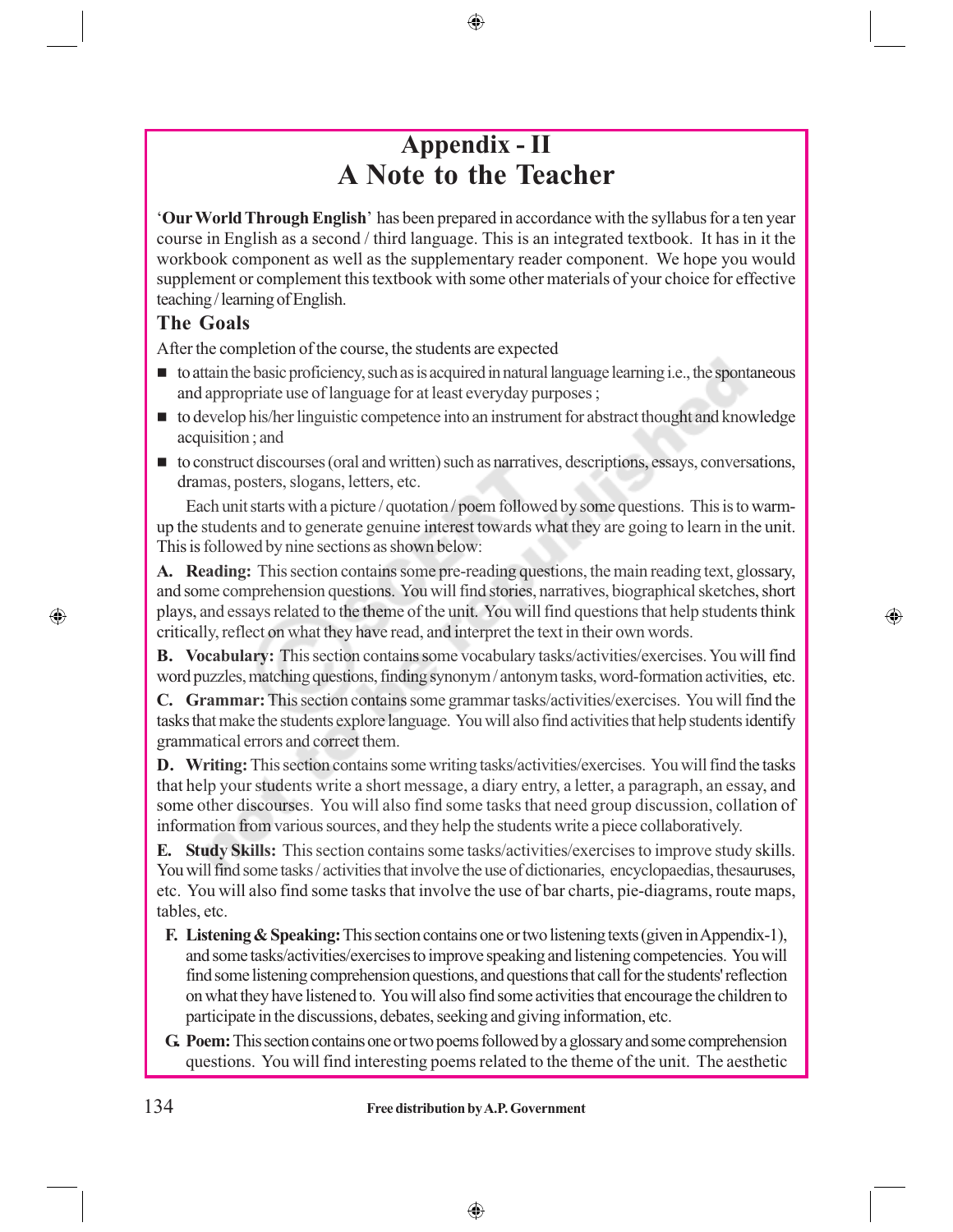# Appendix - II
# A Note to the Teacher

'**Our World Through English**' has been prepared in accordance with the syllabus for a ten year course in English as a second / third language. This is an integrated textbook. It has in it the workbook component as well as the supplementary reader component. We hope you would supplement or complement this textbook with some other materials of your choice for effective teaching / learning of English.

## The Goals

After the completion of the course, the students are expected

- to attain the basic proficiency, such as is acquired in natural language learning i.e., the spontaneous and appropriate use of language for at least everyday purposes ;
- to develop his/her linguistic competence into an instrument for abstract thought and knowledge acquisition ; and
- to construct discourses (oral and written) such as narratives, descriptions, essays, conversations, dramas, posters, slogans, letters, etc.

Each unit starts with a picture / quotation / poem followed by some questions. This is to warm-up the students and to generate genuine interest towards what they are going to learn in the unit. This is followed by nine sections as shown below:

**A. Reading:** This section contains some pre-reading questions, the main reading text, glossary, and some comprehension questions. You will find stories, narratives, biographical sketches, short plays, and essays related to the theme of the unit. You will find questions that help students think critically, reflect on what they have read, and interpret the text in their own words.

**B. Vocabulary:** This section contains some vocabulary tasks/activities/exercises. You will find word puzzles, matching questions, finding synonym / antonym tasks, word-formation activities, etc.

**C. Grammar:** This section contains some grammar tasks/activities/exercises. You will find the tasks that make the students explore language. You will also find activities that help students identify grammatical errors and correct them.

**D. Writing:** This section contains some writing tasks/activities/exercises. You will find the tasks that help your students write a short message, a diary entry, a letter, a paragraph, an essay, and some other discourses. You will also find some tasks that need group discussion, collation of information from various sources, and they help the students write a piece collaboratively.

**E. Study Skills:** This section contains some tasks/activities/exercises to improve study skills. You will find some tasks / activities that involve the use of dictionaries, encyclopaedias, thesauruses, etc. You will also find some tasks that involve the use of bar charts, pie-diagrams, route maps, tables, etc.

**F. Listening & Speaking:** This section contains one or two listening texts (given in Appendix-1), and some tasks/activities/exercises to improve speaking and listening competencies. You will find some listening comprehension questions, and questions that call for the students' reflection on what they have listened to. You will also find some activities that encourage the children to participate in the discussions, debates, seeking and giving information, etc.

**G. Poem:** This section contains one or two poems followed by a glossary and some comprehension questions. You will find interesting poems related to the theme of the unit. The aesthetic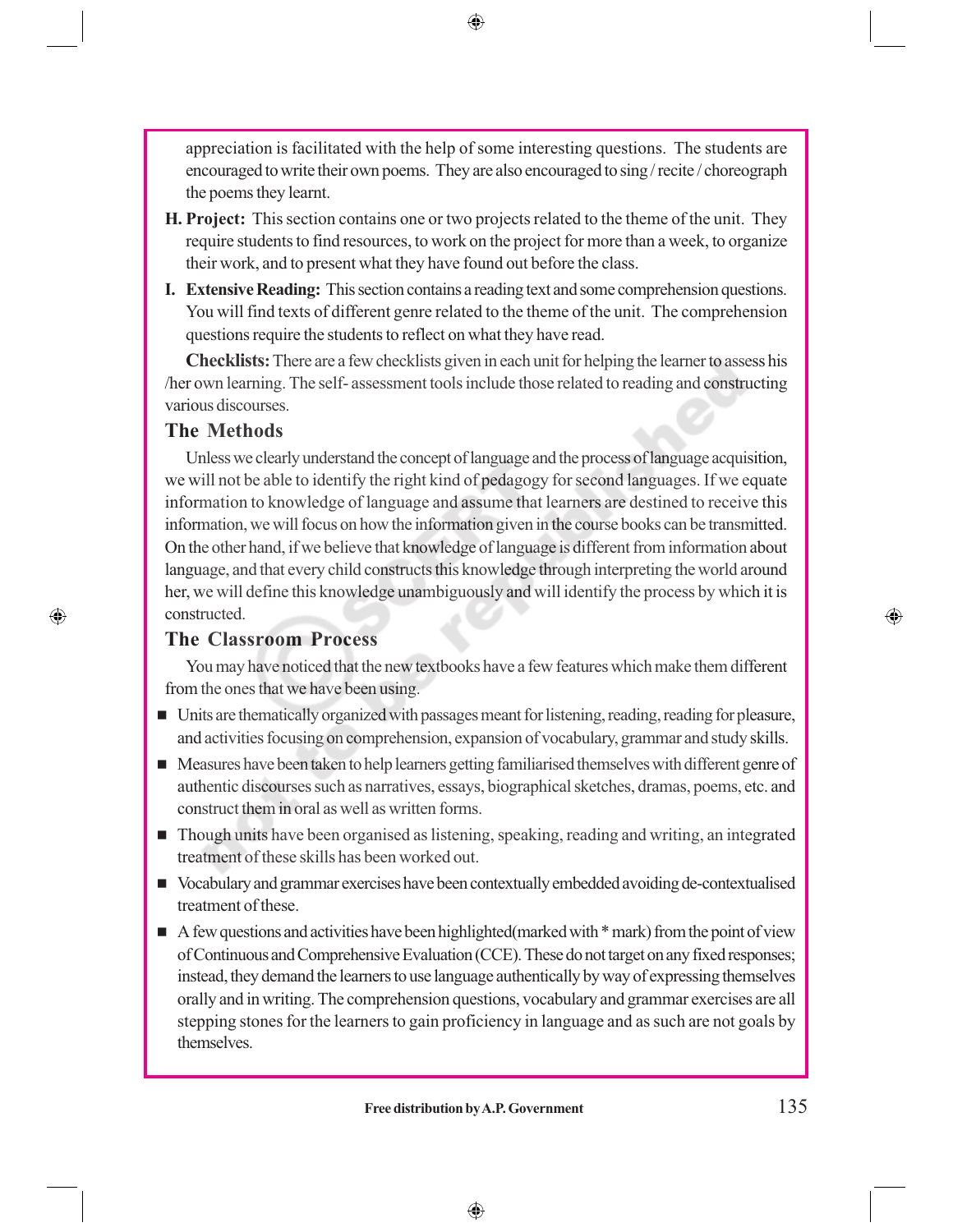appreciation is facilitated with the help of some interesting questions. The students are encouraged to write their own poems. They are also encouraged to sing / recite / choreograph the poems they learnt.

**H. Project:** This section contains one or two projects related to the theme of the unit. They require students to find resources, to work on the project for more than a week, to organize their work, and to present what they have found out before the class.

**I. Extensive Reading:** This section contains a reading text and some comprehension questions. You will find texts of different genre related to the theme of the unit. The comprehension questions require the students to reflect on what they have read.

**Checklists:** There are a few checklists given in each unit for helping the learner to assess his /her own learning. The self- assessment tools include those related to reading and constructing various discourses.

## The Methods

Unless we clearly understand the concept of language and the process of language acquisition, we will not be able to identify the right kind of pedagogy for second languages. If we equate information to knowledge of language and assume that learners are destined to receive this information, we will focus on how the information given in the course books can be transmitted. On the other hand, if we believe that knowledge of language is different from information about language, and that every child constructs this knowledge through interpreting the world around her, we will define this knowledge unambiguously and will identify the process by which it is constructed.

## The Classroom Process

You may have noticed that the new textbooks have a few features which make them different from the ones that we have been using.

- Units are thematically organized with passages meant for listening, reading, reading for pleasure, and activities focusing on comprehension, expansion of vocabulary, grammar and study skills.
- Measures have been taken to help learners getting familiarised themselves with different genre of authentic discourses such as narratives, essays, biographical sketches, dramas, poems, etc. and construct them in oral as well as written forms.
- Though units have been organised as listening, speaking, reading and writing, an integrated treatment of these skills has been worked out.
- Vocabulary and grammar exercises have been contextually embedded avoiding de-contextualised treatment of these.
- A few questions and activities have been highlighted(marked with * mark) from the point of view of Continuous and Comprehensive Evaluation (CCE). These do not target on any fixed responses; instead, they demand the learners to use language authentically by way of expressing themselves orally and in writing. The comprehension questions, vocabulary and grammar exercises are all stepping stones for the learners to gain proficiency in language and as such are not goals by themselves.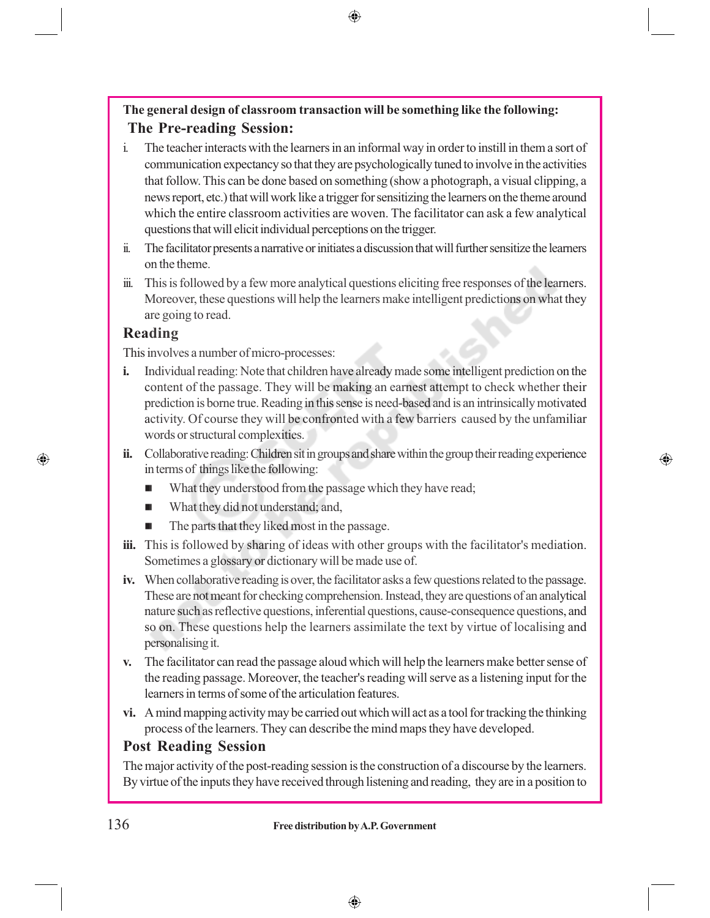**The general design of classroom transaction will be something like the following:**

## The Pre-reading Session:

i. The teacher interacts with the learners in an informal way in order to instill in them a sort of communication expectancy so that they are psychologically tuned to involve in the activities that follow. This can be done based on something (show a photograph, a visual clipping, a news report, etc.) that will work like a trigger for sensitizing the learners on the theme around which the entire classroom activities are woven. The facilitator can ask a few analytical questions that will elicit individual perceptions on the trigger.

ii. The facilitator presents a narrative or initiates a discussion that will further sensitize the learners on the theme.

iii. This is followed by a few more analytical questions eliciting free responses of the learners. Moreover, these questions will help the learners make intelligent predictions on what they are going to read.

## Reading

This involves a number of micro-processes:

**i.** Individual reading: Note that children have already made some intelligent prediction on the content of the passage. They will be making an earnest attempt to check whether their prediction is borne true. Reading in this sense is need-based and is an intrinsically motivated activity. Of course they will be confronted with a few barriers caused by the unfamiliar words or structural complexities.

**ii.** Collaborative reading: Children sit in groups and share within the group their reading experience in terms of things like the following:

- What they understood from the passage which they have read;
- What they did not understand; and,
- The parts that they liked most in the passage.

**iii.** This is followed by sharing of ideas with other groups with the facilitator's mediation. Sometimes a glossary or dictionary will be made use of.

**iv.** When collaborative reading is over, the facilitator asks a few questions related to the passage. These are not meant for checking comprehension. Instead, they are questions of an analytical nature such as reflective questions, inferential questions, cause-consequence questions, and so on. These questions help the learners assimilate the text by virtue of localising and personalising it.

**v.** The facilitator can read the passage aloud which will help the learners make better sense of the reading passage. Moreover, the teacher's reading will serve as a listening input for the learners in terms of some of the articulation features.

**vi.** A mind mapping activity may be carried out which will act as a tool for tracking the thinking process of the learners. They can describe the mind maps they have developed.

## Post Reading Session

The major activity of the post-reading session is the construction of a discourse by the learners. By virtue of the inputs they have received through listening and reading, they are in a position to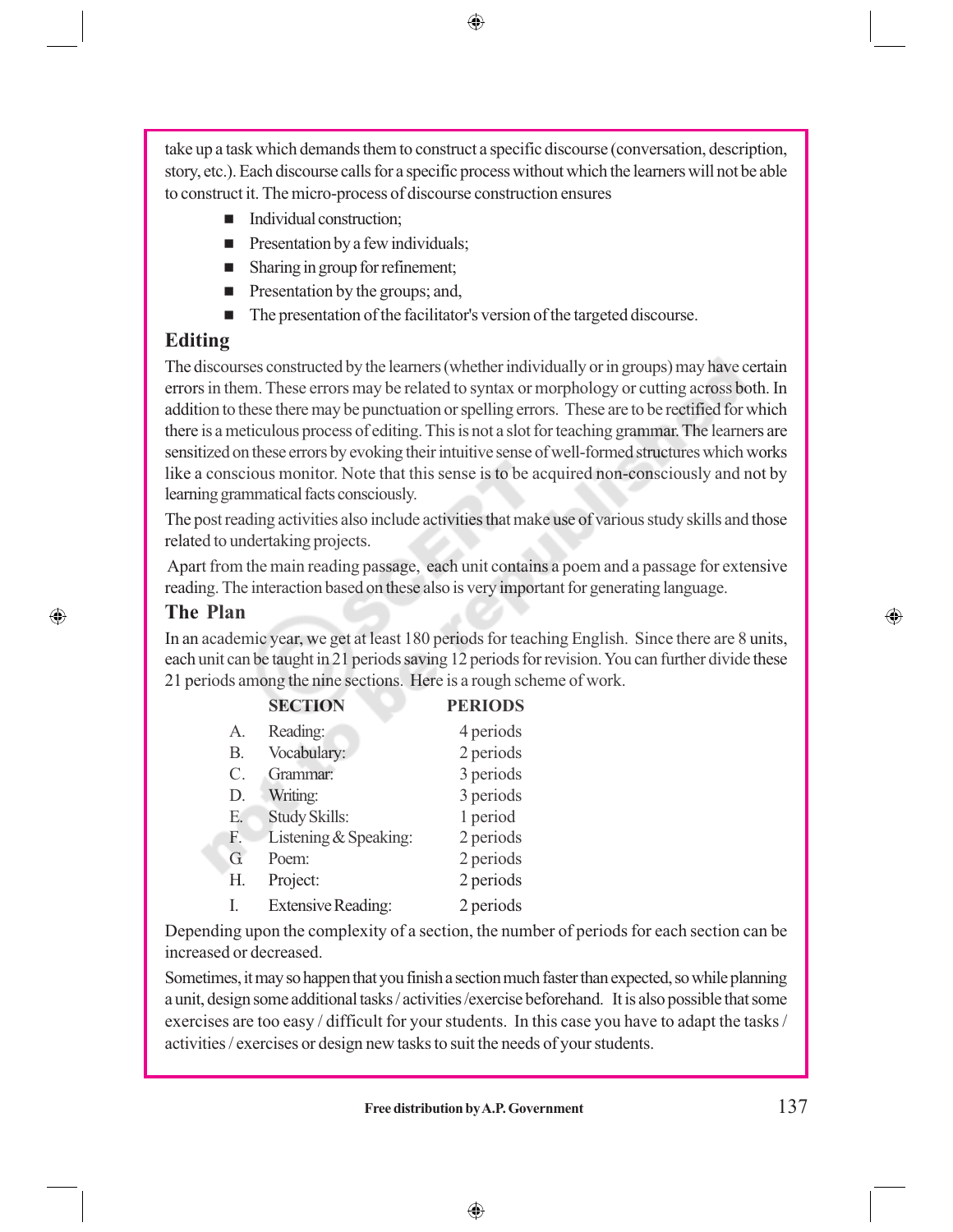take up a task which demands them to construct a specific discourse (conversation, description, story, etc.). Each discourse calls for a specific process without which the learners will not be able to construct it. The micro-process of discourse construction ensures

- Individual construction;
- Presentation by a few individuals;
- Sharing in group for refinement;
- Presentation by the groups; and,
- The presentation of the facilitator's version of the targeted discourse.

## Editing

The discourses constructed by the learners (whether individually or in groups) may have certain errors in them. These errors may be related to syntax or morphology or cutting across both. In addition to these there may be punctuation or spelling errors. These are to be rectified for which there is a meticulous process of editing. This is not a slot for teaching grammar. The learners are sensitized on these errors by evoking their intuitive sense of well-formed structures which works like a conscious monitor. Note that this sense is to be acquired non-consciously and not by learning grammatical facts consciously.

The post reading activities also include activities that make use of various study skills and those related to undertaking projects.

Apart from the main reading passage, each unit contains a poem and a passage for extensive reading. The interaction based on these also is very important for generating language.

## The Plan

In an academic year, we get at least 180 periods for teaching English. Since there are 8 units, each unit can be taught in 21 periods saving 12 periods for revision. You can further divide these 21 periods among the nine sections. Here is a rough scheme of work.

| | SECTION | PERIODS |
|---|---|---|
| A. | Reading: | 4 periods |
| B. | Vocabulary: | 2 periods |
| C. | Grammar: | 3 periods |
| D. | Writing: | 3 periods |
| E. | Study Skills: | 1 period |
| F. | Listening & Speaking: | 2 periods |
| G. | Poem: | 2 periods |
| H. | Project: | 2 periods |
| I. | Extensive Reading: | 2 periods |

Depending upon the complexity of a section, the number of periods for each section can be increased or decreased.

Sometimes, it may so happen that you finish a section much faster than expected, so while planning a unit, design some additional tasks / activities /exercise beforehand. It is also possible that some exercises are too easy / difficult for your students. In this case you have to adapt the tasks / activities / exercises or design new tasks to suit the needs of your students.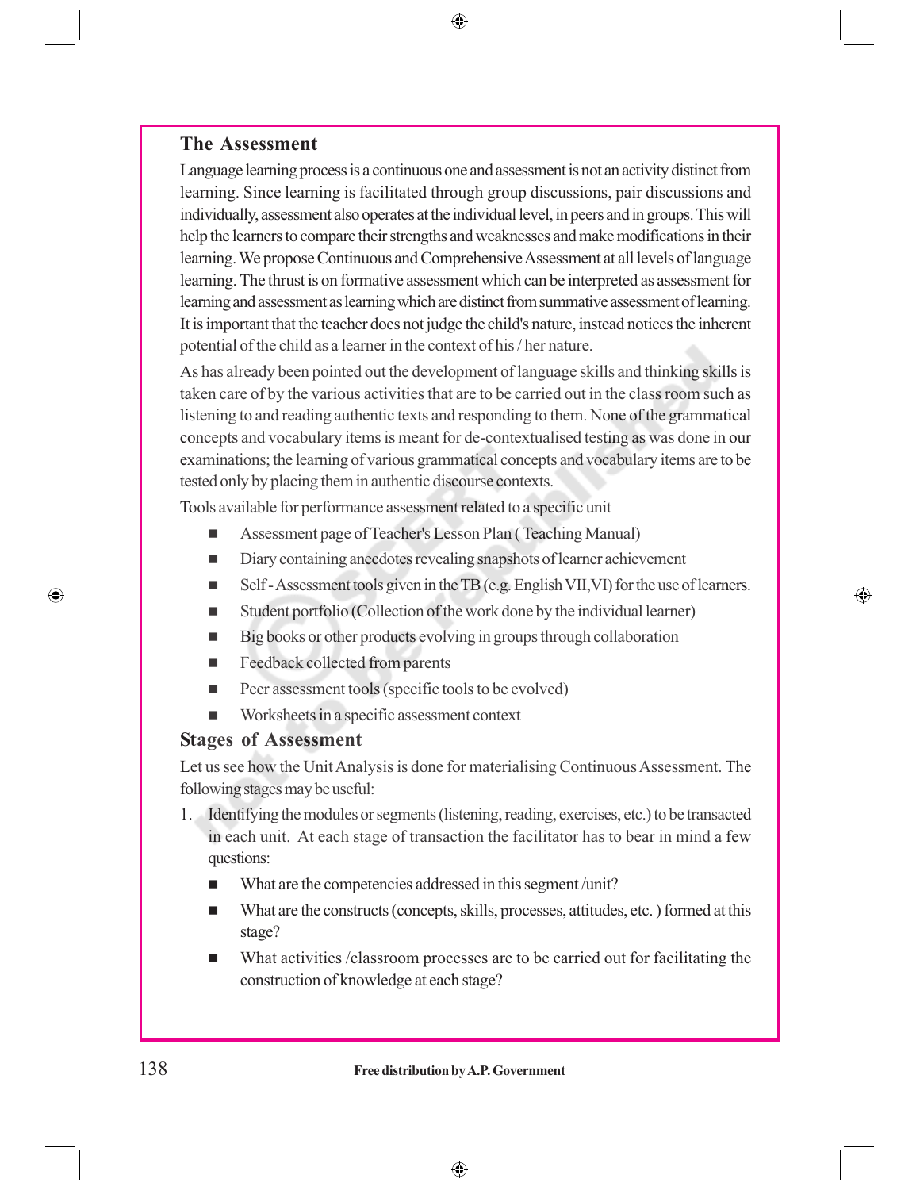## The Assessment

Language learning process is a continuous one and assessment is not an activity distinct from learning. Since learning is facilitated through group discussions, pair discussions and individually, assessment also operates at the individual level, in peers and in groups. This will help the learners to compare their strengths and weaknesses and make modifications in their learning. We propose Continuous and Comprehensive Assessment at all levels of language learning. The thrust is on formative assessment which can be interpreted as assessment for learning and assessment as learning which are distinct from summative assessment of learning. It is important that the teacher does not judge the child's nature, instead notices the inherent potential of the child as a learner in the context of his / her nature.

As has already been pointed out the development of language skills and thinking skills is taken care of by the various activities that are to be carried out in the class room such as listening to and reading authentic texts and responding to them. None of the grammatical concepts and vocabulary items is meant for de-contextualised testing as was done in our examinations; the learning of various grammatical concepts and vocabulary items are to be tested only by placing them in authentic discourse contexts.

Tools available for performance assessment related to a specific unit

- Assessment page of Teacher's Lesson Plan ( Teaching Manual)
- Diary containing anecdotes revealing snapshots of learner achievement
- Self - Assessment tools given in the TB (e.g. English VII,VI) for the use of learners.
- Student portfolio (Collection of the work done by the individual learner)
- Big books or other products evolving in groups through collaboration
- Feedback collected from parents
- Peer assessment tools (specific tools to be evolved)
- Worksheets in a specific assessment context

## Stages of Assessment

Let us see how the Unit Analysis is done for materialising Continuous Assessment. The following stages may be useful:

1. Identifying the modules or segments (listening, reading, exercises, etc.) to be transacted in each unit. At each stage of transaction the facilitator has to bear in mind a few questions:
   - What are the competencies addressed in this segment /unit?
   - What are the constructs (concepts, skills, processes, attitudes, etc. ) formed at this stage?
   - What activities /classroom processes are to be carried out for facilitating the construction of knowledge at each stage?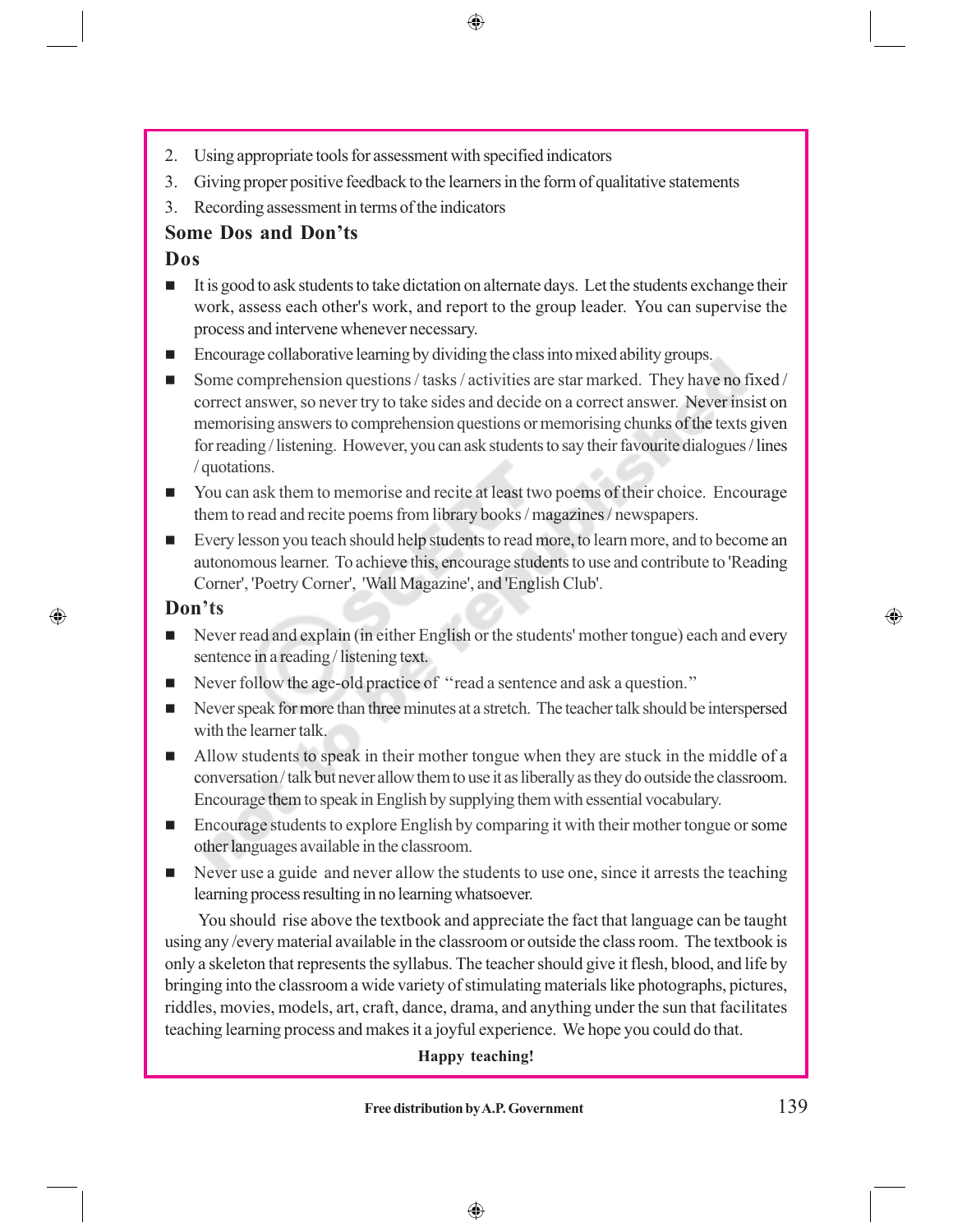2. Using appropriate tools for assessment with specified indicators
3. Giving proper positive feedback to the learners in the form of qualitative statements
3. Recording assessment in terms of the indicators

## Some Dos and Don'ts

### Dos

- It is good to ask students to take dictation on alternate days. Let the students exchange their work, assess each other's work, and report to the group leader. You can supervise the process and intervene whenever necessary.
- Encourage collaborative learning by dividing the class into mixed ability groups.
- Some comprehension questions / tasks / activities are star marked. They have no fixed / correct answer, so never try to take sides and decide on a correct answer. Never insist on memorising answers to comprehension questions or memorising chunks of the texts given for reading / listening. However, you can ask students to say their favourite dialogues / lines / quotations.
- You can ask them to memorise and recite at least two poems of their choice. Encourage them to read and recite poems from library books / magazines / newspapers.
- Every lesson you teach should help students to read more, to learn more, and to become an autonomous learner. To achieve this, encourage students to use and contribute to 'Reading Corner', 'Poetry Corner', 'Wall Magazine', and 'English Club'.

### Don'ts

- Never read and explain (in either English or the students' mother tongue) each and every sentence in a reading / listening text.
- Never follow the age-old practice of "read a sentence and ask a question."
- Never speak for more than three minutes at a stretch. The teacher talk should be interspersed with the learner talk.
- Allow students to speak in their mother tongue when they are stuck in the middle of a conversation / talk but never allow them to use it as liberally as they do outside the classroom. Encourage them to speak in English by supplying them with essential vocabulary.
- Encourage students to explore English by comparing it with their mother tongue or some other languages available in the classroom.
- Never use a guide and never allow the students to use one, since it arrests the teaching learning process resulting in no learning whatsoever.

You should rise above the textbook and appreciate the fact that language can be taught using any /every material available in the classroom or outside the class room. The textbook is only a skeleton that represents the syllabus. The teacher should give it flesh, blood, and life by bringing into the classroom a wide variety of stimulating materials like photographs, pictures, riddles, movies, models, art, craft, dance, drama, and anything under the sun that facilitates teaching learning process and makes it a joyful experience. We hope you could do that.

**Happy teaching!**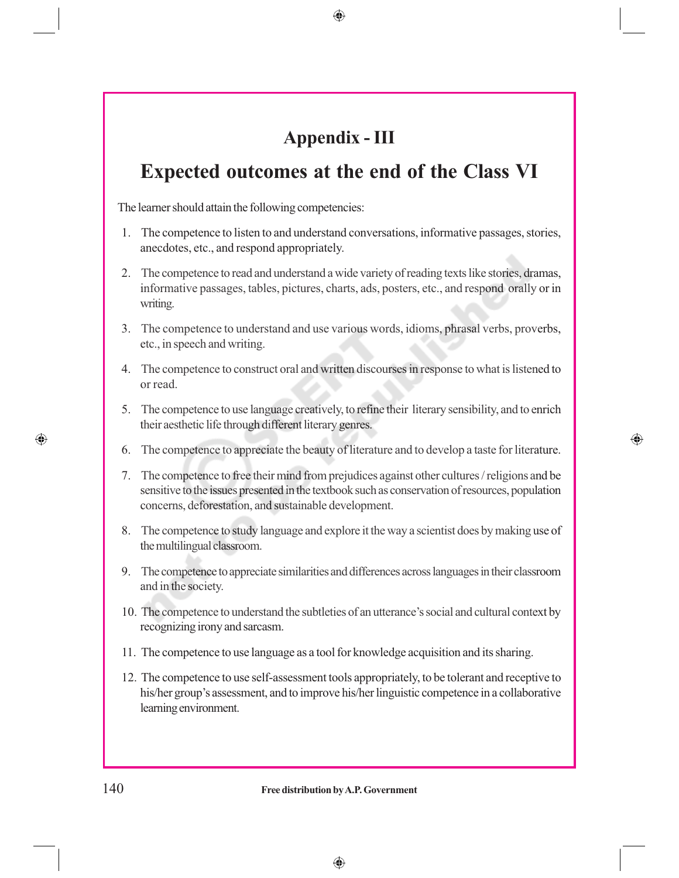# Appendix - III

## Expected outcomes at the end of the Class VI

The learner should attain the following competencies:

1. The competence to listen to and understand conversations, informative passages, stories, anecdotes, etc., and respond appropriately.
2. The competence to read and understand a wide variety of reading texts like stories, dramas, informative passages, tables, pictures, charts, ads, posters, etc., and respond orally or in writing.
3. The competence to understand and use various words, idioms, phrasal verbs, proverbs, etc., in speech and writing.
4. The competence to construct oral and written discourses in response to what is listened to or read.
5. The competence to use language creatively, to refine their literary sensibility, and to enrich their aesthetic life through different literary genres.
6. The competence to appreciate the beauty of literature and to develop a taste for literature.
7. The competence to free their mind from prejudices against other cultures / religions and be sensitive to the issues presented in the textbook such as conservation of resources, population concerns, deforestation, and sustainable development.
8. The competence to study language and explore it the way a scientist does by making use of the multilingual classroom.
9. The competence to appreciate similarities and differences across languages in their classroom and in the society.
10. The competence to understand the subtleties of an utterance's social and cultural context by recognizing irony and sarcasm.
11. The competence to use language as a tool for knowledge acquisition and its sharing.
12. The competence to use self-assessment tools appropriately, to be tolerant and receptive to his/her group's assessment, and to improve his/her linguistic competence in a collaborative learning environment.

Free distribution by A.P. Government